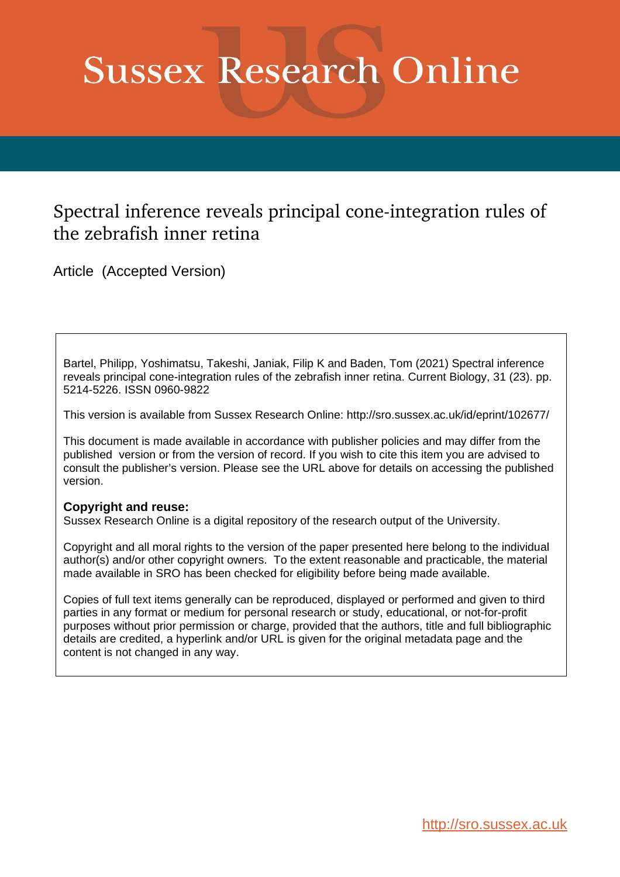# Sussex Research Online

## Spectral inference reveals principal cone-integration rules of the zebrafish inner retina

Article (Accepted Version)

Bartel, Philipp, Yoshimatsu, Takeshi, Janiak, Filip K and Baden, Tom (2021) Spectral inference reveals principal cone-integration rules of the zebrafish inner retina. Current Biology, 31 (23). pp. 5214-5226. ISSN 0960-9822

This version is available from Sussex Research Online: http://sro.sussex.ac.uk/id/eprint/102677/

This document is made available in accordance with publisher policies and may differ from the published version or from the version of record. If you wish to cite this item you are advised to consult the publisher's version. Please see the URL above for details on accessing the published version.

**Copyright and reuse:**
Sussex Research Online is a digital repository of the research output of the University.

Copyright and all moral rights to the version of the paper presented here belong to the individual author(s) and/or other copyright owners. To the extent reasonable and practicable, the material made available in SRO has been checked for eligibility before being made available.

Copies of full text items generally can be reproduced, displayed or performed and given to third parties in any format or medium for personal research or study, educational, or not-for-profit purposes without prior permission or charge, provided that the authors, title and full bibliographic details are credited, a hyperlink and/or URL is given for the original metadata page and the content is not changed in any way.

http://sro.sussex.ac.uk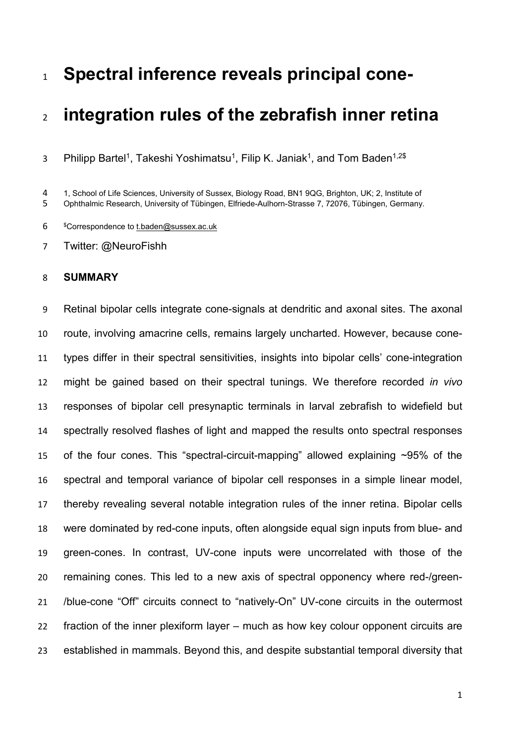# Spectral inference reveals principal cone-integration rules of the zebrafish inner retina

Philipp Bartel[1], Takeshi Yoshimatsu[1], Filip K. Janiak[1], and Tom Baden[1,2$]

1, School of Life Sciences, University of Sussex, Biology Road, BN1 9QG, Brighton, UK; 2, Institute of Ophthalmic Research, University of Tübingen, Elfriede-Aulhorn-Strasse 7, 72076, Tübingen, Germany.

[$]Correspondence to t.baden@sussex.ac.uk

Twitter: @NeuroFishh

## SUMMARY

Retinal bipolar cells integrate cone-signals at dendritic and axonal sites. The axonal route, involving amacrine cells, remains largely uncharted. However, because cone-types differ in their spectral sensitivities, insights into bipolar cells' cone-integration might be gained based on their spectral tunings. We therefore recorded *in vivo* responses of bipolar cell presynaptic terminals in larval zebrafish to widefield but spectrally resolved flashes of light and mapped the results onto spectral responses of the four cones. This "spectral-circuit-mapping" allowed explaining ~95% of the spectral and temporal variance of bipolar cell responses in a simple linear model, thereby revealing several notable integration rules of the inner retina. Bipolar cells were dominated by red-cone inputs, often alongside equal sign inputs from blue- and green-cones. In contrast, UV-cone inputs were uncorrelated with those of the remaining cones. This led to a new axis of spectral opponency where red-/green-/blue-cone "Off" circuits connect to "natively-On" UV-cone circuits in the outermost fraction of the inner plexiform layer – much as how key colour opponent circuits are established in mammals. Beyond this, and despite substantial temporal diversity that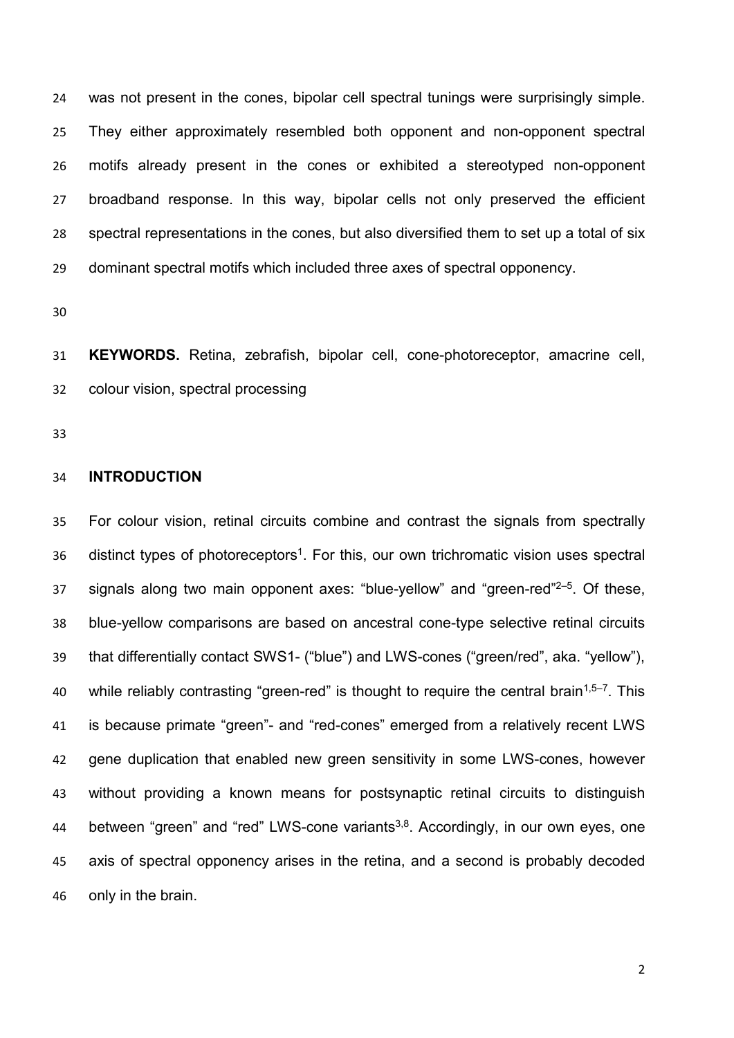was not present in the cones, bipolar cell spectral tunings were surprisingly simple. They either approximately resembled both opponent and non-opponent spectral motifs already present in the cones or exhibited a stereotyped non-opponent broadband response. In this way, bipolar cells not only preserved the efficient spectral representations in the cones, but also diversified them to set up a total of six dominant spectral motifs which included three axes of spectral opponency.

**KEYWORDS.** Retina, zebrafish, bipolar cell, cone-photoreceptor, amacrine cell, colour vision, spectral processing

## INTRODUCTION

For colour vision, retinal circuits combine and contrast the signals from spectrally distinct types of photoreceptors[1]. For this, our own trichromatic vision uses spectral signals along two main opponent axes: "blue-yellow" and "green-red"[2–5]. Of these, blue-yellow comparisons are based on ancestral cone-type selective retinal circuits that differentially contact SWS1- ("blue") and LWS-cones ("green/red", aka. "yellow"), while reliably contrasting "green-red" is thought to require the central brain[1,5–7]. This is because primate "green"- and "red-cones" emerged from a relatively recent LWS gene duplication that enabled new green sensitivity in some LWS-cones, however without providing a known means for postsynaptic retinal circuits to distinguish between "green" and "red" LWS-cone variants[3,8]. Accordingly, in our own eyes, one axis of spectral opponency arises in the retina, and a second is probably decoded only in the brain.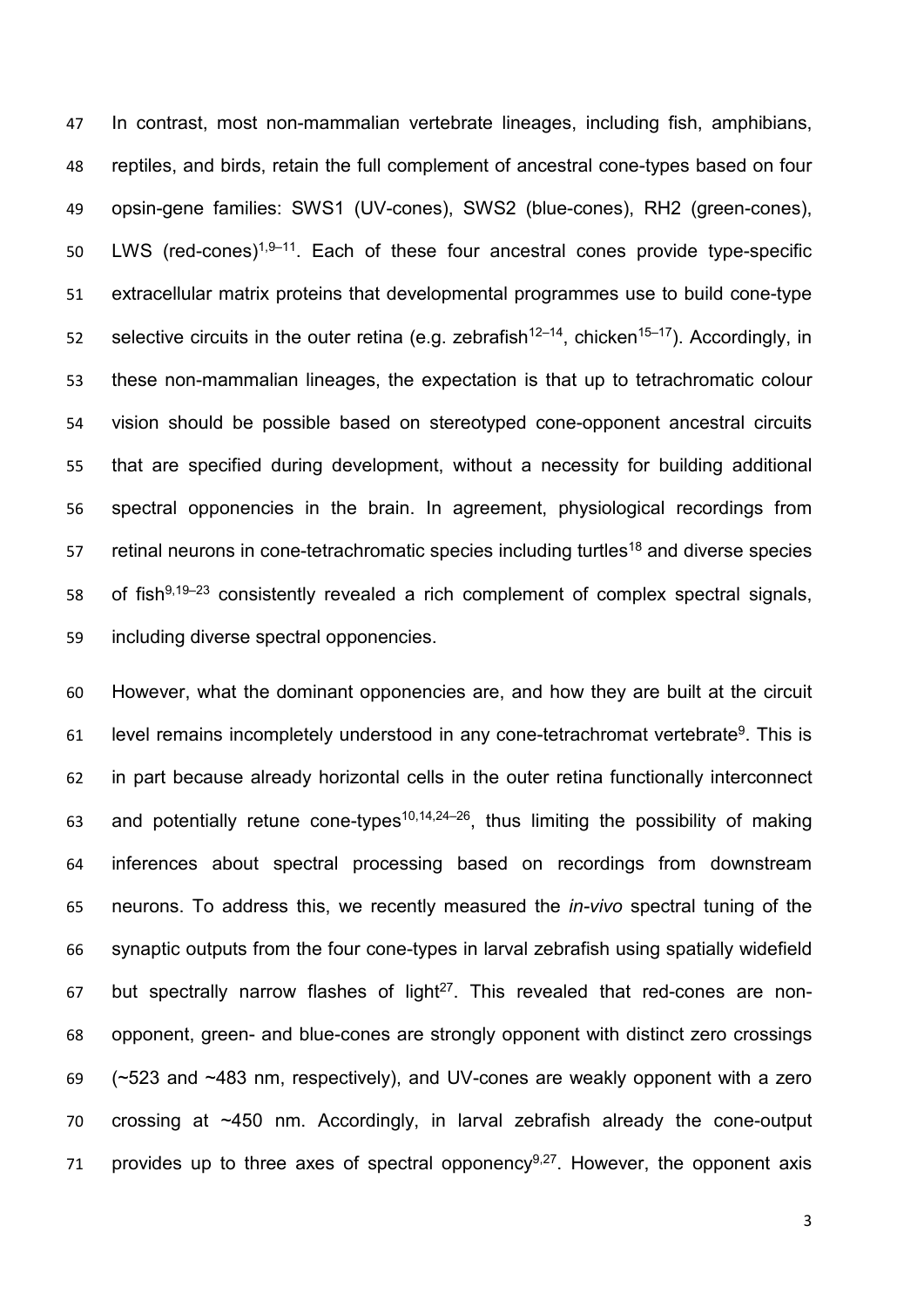In contrast, most non-mammalian vertebrate lineages, including fish, amphibians, reptiles, and birds, retain the full complement of ancestral cone-types based on four opsin-gene families: SWS1 (UV-cones), SWS2 (blue-cones), RH2 (green-cones), LWS (red-cones)[1,9–11]. Each of these four ancestral cones provide type-specific extracellular matrix proteins that developmental programmes use to build cone-type selective circuits in the outer retina (e.g. zebrafish[12–14], chicken[15–17]). Accordingly, in these non-mammalian lineages, the expectation is that up to tetrachromatic colour vision should be possible based on stereotyped cone-opponent ancestral circuits that are specified during development, without a necessity for building additional spectral opponencies in the brain. In agreement, physiological recordings from retinal neurons in cone-tetrachromatic species including turtles[18] and diverse species of fish[9,19–23] consistently revealed a rich complement of complex spectral signals, including diverse spectral opponencies.

However, what the dominant opponencies are, and how they are built at the circuit level remains incompletely understood in any cone-tetrachromat vertebrate[9]. This is in part because already horizontal cells in the outer retina functionally interconnect and potentially retune cone-types[10,14,24–26], thus limiting the possibility of making inferences about spectral processing based on recordings from downstream neurons. To address this, we recently measured the *in-vivo* spectral tuning of the synaptic outputs from the four cone-types in larval zebrafish using spatially widefield but spectrally narrow flashes of light[27]. This revealed that red-cones are non-opponent, green- and blue-cones are strongly opponent with distinct zero crossings (~523 and ~483 nm, respectively), and UV-cones are weakly opponent with a zero crossing at ~450 nm. Accordingly, in larval zebrafish already the cone-output provides up to three axes of spectral opponency[9,27]. However, the opponent axis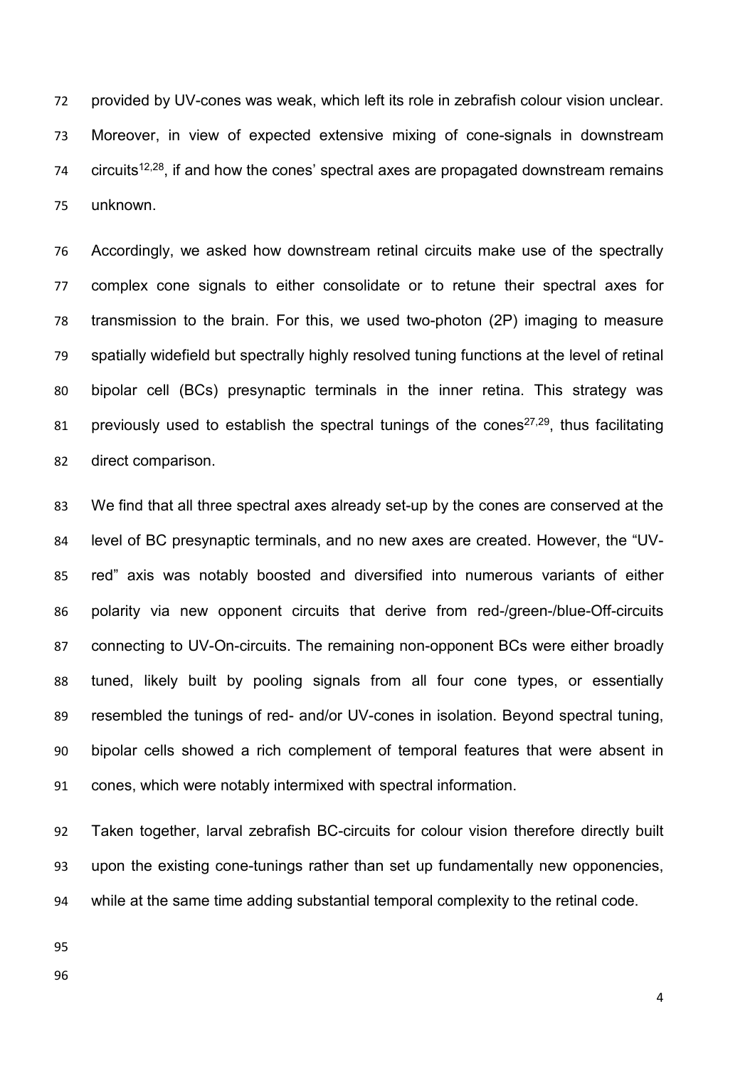provided by UV-cones was weak, which left its role in zebrafish colour vision unclear. Moreover, in view of expected extensive mixing of cone-signals in downstream circuits[12,28], if and how the cones' spectral axes are propagated downstream remains unknown.

Accordingly, we asked how downstream retinal circuits make use of the spectrally complex cone signals to either consolidate or to retune their spectral axes for transmission to the brain. For this, we used two-photon (2P) imaging to measure spatially widefield but spectrally highly resolved tuning functions at the level of retinal bipolar cell (BCs) presynaptic terminals in the inner retina. This strategy was previously used to establish the spectral tunings of the cones[27,29], thus facilitating direct comparison.

We find that all three spectral axes already set-up by the cones are conserved at the level of BC presynaptic terminals, and no new axes are created. However, the "UV-red" axis was notably boosted and diversified into numerous variants of either polarity via new opponent circuits that derive from red-/green-/blue-Off-circuits connecting to UV-On-circuits. The remaining non-opponent BCs were either broadly tuned, likely built by pooling signals from all four cone types, or essentially resembled the tunings of red- and/or UV-cones in isolation. Beyond spectral tuning, bipolar cells showed a rich complement of temporal features that were absent in cones, which were notably intermixed with spectral information.

Taken together, larval zebrafish BC-circuits for colour vision therefore directly built upon the existing cone-tunings rather than set up fundamentally new opponencies, while at the same time adding substantial temporal complexity to the retinal code.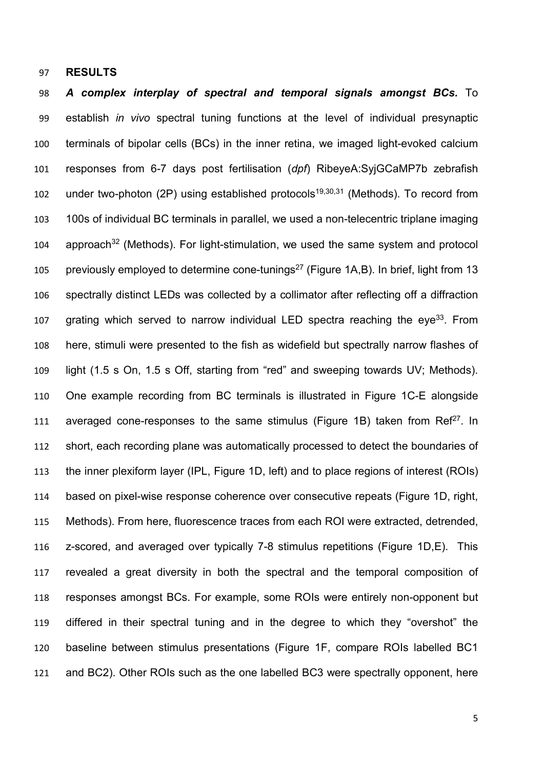**RESULTS**

***A complex interplay of spectral and temporal signals amongst BCs.*** To establish *in vivo* spectral tuning functions at the level of individual presynaptic terminals of bipolar cells (BCs) in the inner retina, we imaged light-evoked calcium responses from 6-7 days post fertilisation (*dpf*) RibeyeA:SyjGCaMP7b zebrafish under two-photon (2P) using established protocols[19,30,31] (Methods). To record from 100s of individual BC terminals in parallel, we used a non-telecentric triplane imaging approach[32] (Methods). For light-stimulation, we used the same system and protocol previously employed to determine cone-tunings[27] (Figure 1A,B). In brief, light from 13 spectrally distinct LEDs was collected by a collimator after reflecting off a diffraction grating which served to narrow individual LED spectra reaching the eye[33]. From here, stimuli were presented to the fish as widefield but spectrally narrow flashes of light (1.5 s On, 1.5 s Off, starting from "red" and sweeping towards UV; Methods). One example recording from BC terminals is illustrated in Figure 1C-E alongside averaged cone-responses to the same stimulus (Figure 1B) taken from Ref[27]. In short, each recording plane was automatically processed to detect the boundaries of the inner plexiform layer (IPL, Figure 1D, left) and to place regions of interest (ROIs) based on pixel-wise response coherence over consecutive repeats (Figure 1D, right, Methods). From here, fluorescence traces from each ROI were extracted, detrended, z-scored, and averaged over typically 7-8 stimulus repetitions (Figure 1D,E). This revealed a great diversity in both the spectral and the temporal composition of responses amongst BCs. For example, some ROIs were entirely non-opponent but differed in their spectral tuning and in the degree to which they "overshot" the baseline between stimulus presentations (Figure 1F, compare ROIs labelled BC1 and BC2). Other ROIs such as the one labelled BC3 were spectrally opponent, here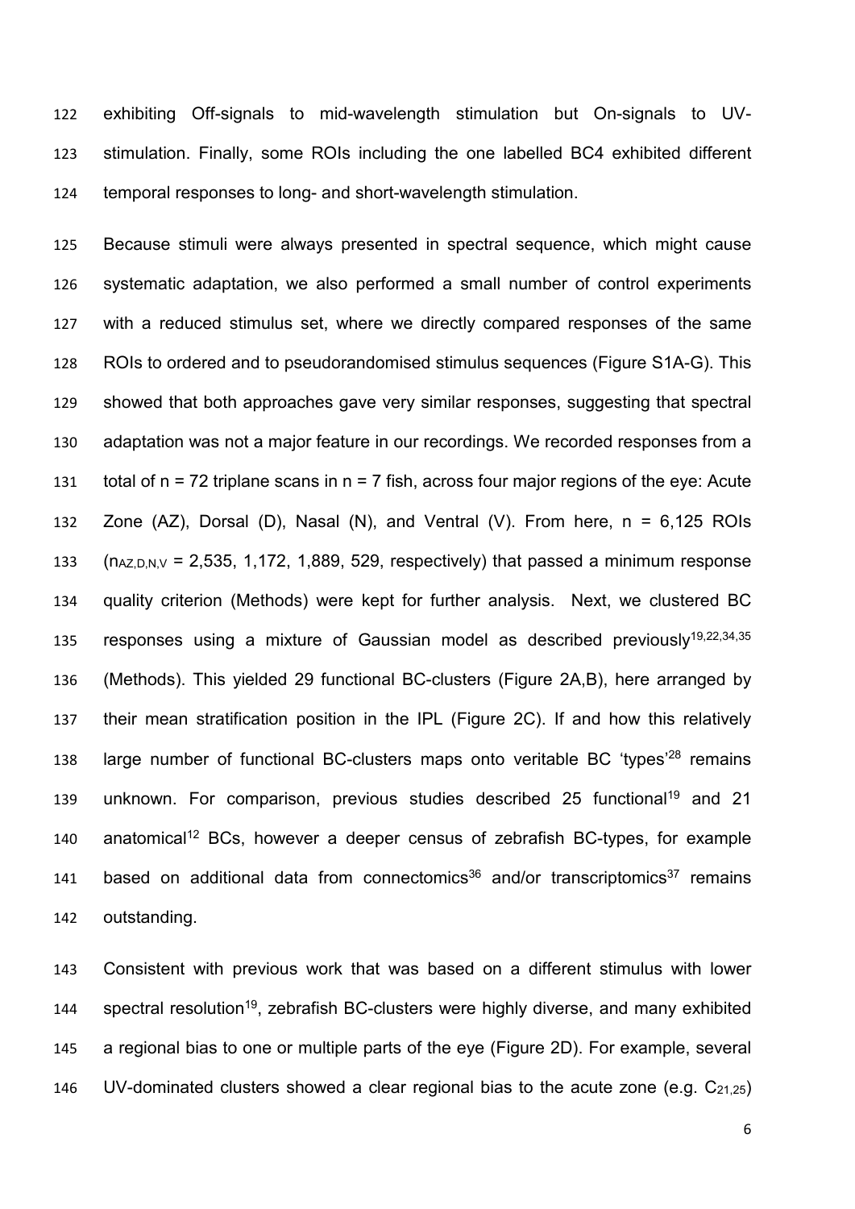exhibiting Off-signals to mid-wavelength stimulation but On-signals to UV-stimulation. Finally, some ROIs including the one labelled BC4 exhibited different temporal responses to long- and short-wavelength stimulation.

Because stimuli were always presented in spectral sequence, which might cause systematic adaptation, we also performed a small number of control experiments with a reduced stimulus set, where we directly compared responses of the same ROIs to ordered and to pseudorandomised stimulus sequences (Figure S1A-G). This showed that both approaches gave very similar responses, suggesting that spectral adaptation was not a major feature in our recordings. We recorded responses from a total of n = 72 triplane scans in n = 7 fish, across four major regions of the eye: Acute Zone (AZ), Dorsal (D), Nasal (N), and Ventral (V). From here, n = 6,125 ROIs ($n_{AZ,D,N,V}$ = 2,535, 1,172, 1,889, 529, respectively) that passed a minimum response quality criterion (Methods) were kept for further analysis. Next, we clustered BC responses using a mixture of Gaussian model as described previously[19,22,34,35] (Methods). This yielded 29 functional BC-clusters (Figure 2A,B), here arranged by their mean stratification position in the IPL (Figure 2C). If and how this relatively large number of functional BC-clusters maps onto veritable BC 'types'[28] remains unknown. For comparison, previous studies described 25 functional[19] and 21 anatomical[12] BCs, however a deeper census of zebrafish BC-types, for example based on additional data from connectomics[36] and/or transcriptomics[37] remains outstanding.

Consistent with previous work that was based on a different stimulus with lower spectral resolution[19], zebrafish BC-clusters were highly diverse, and many exhibited a regional bias to one or multiple parts of the eye (Figure 2D). For example, several UV-dominated clusters showed a clear regional bias to the acute zone (e.g. $C_{21,25}$)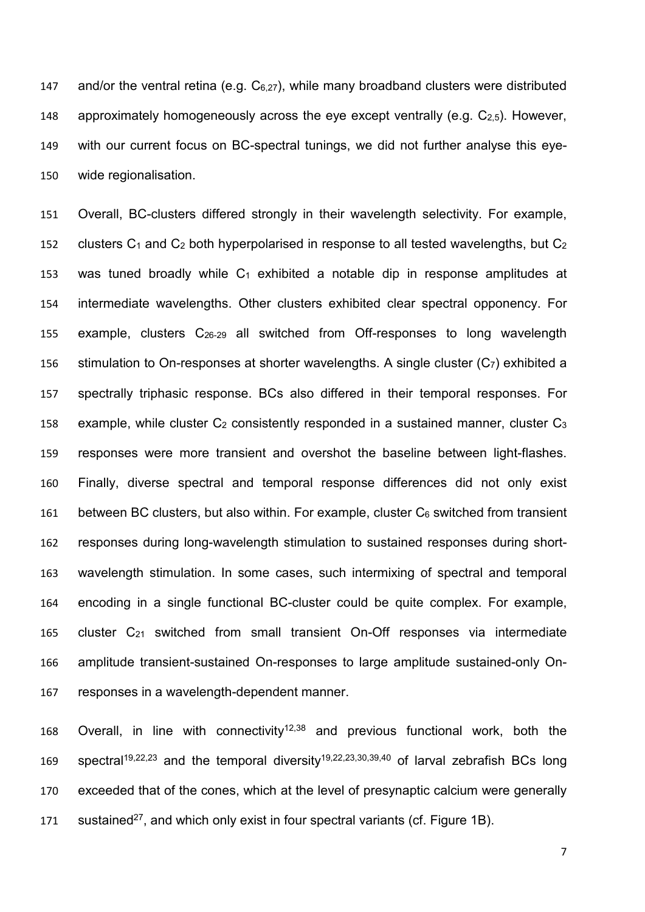and/or the ventral retina (e.g. $C_{6,27}$), while many broadband clusters were distributed approximately homogeneously across the eye except ventrally (e.g. $C_{2,5}$). However, with our current focus on BC-spectral tunings, we did not further analyse this eye-wide regionalisation.

Overall, BC-clusters differed strongly in their wavelength selectivity. For example, clusters $C_1$ and $C_2$ both hyperpolarised in response to all tested wavelengths, but $C_2$ was tuned broadly while $C_1$ exhibited a notable dip in response amplitudes at intermediate wavelengths. Other clusters exhibited clear spectral opponency. For example, clusters $C_{26\text{-}29}$ all switched from Off-responses to long wavelength stimulation to On-responses at shorter wavelengths. A single cluster ($C_7$) exhibited a spectrally triphasic response. BCs also differed in their temporal responses. For example, while cluster $C_2$ consistently responded in a sustained manner, cluster $C_3$ responses were more transient and overshot the baseline between light-flashes. Finally, diverse spectral and temporal response differences did not only exist between BC clusters, but also within. For example, cluster $C_6$ switched from transient responses during long-wavelength stimulation to sustained responses during short-wavelength stimulation. In some cases, such intermixing of spectral and temporal encoding in a single functional BC-cluster could be quite complex. For example, cluster $C_{21}$ switched from small transient On-Off responses via intermediate amplitude transient-sustained On-responses to large amplitude sustained-only On-responses in a wavelength-dependent manner.

Overall, in line with connectivity[12,38] and previous functional work, both the spectral[19,22,23] and the temporal diversity[19,22,23,30,39,40] of larval zebrafish BCs long exceeded that of the cones, which at the level of presynaptic calcium were generally sustained[27], and which only exist in four spectral variants (cf. Figure 1B).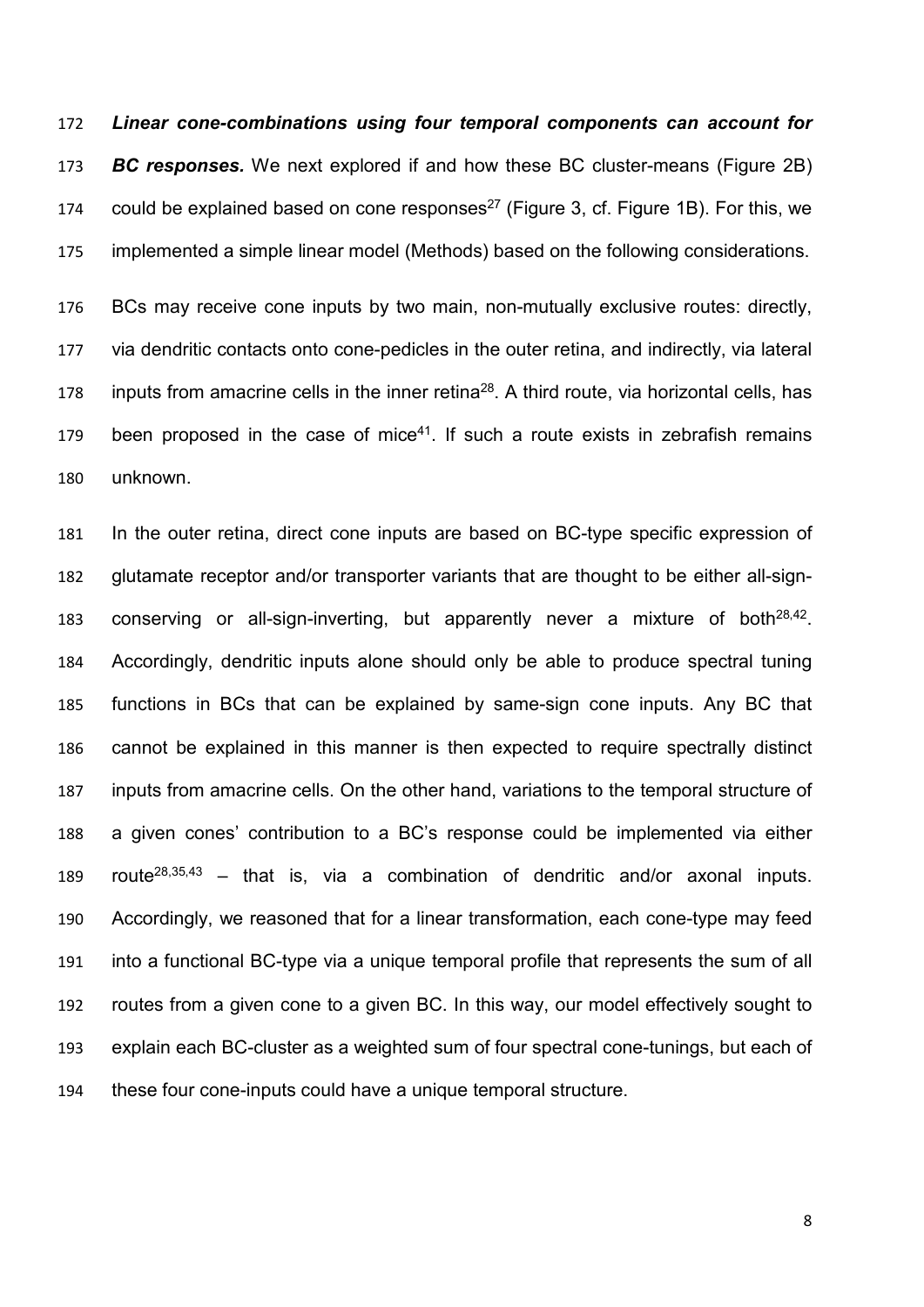***Linear cone-combinations using four temporal components can account for BC responses.*** We next explored if and how these BC cluster-means (Figure 2B) could be explained based on cone responses[27] (Figure 3, cf. Figure 1B). For this, we implemented a simple linear model (Methods) based on the following considerations.

BCs may receive cone inputs by two main, non-mutually exclusive routes: directly, via dendritic contacts onto cone-pedicles in the outer retina, and indirectly, via lateral inputs from amacrine cells in the inner retina[28]. A third route, via horizontal cells, has been proposed in the case of mice[41]. If such a route exists in zebrafish remains unknown.

In the outer retina, direct cone inputs are based on BC-type specific expression of glutamate receptor and/or transporter variants that are thought to be either all-sign-conserving or all-sign-inverting, but apparently never a mixture of both[28,42]. Accordingly, dendritic inputs alone should only be able to produce spectral tuning functions in BCs that can be explained by same-sign cone inputs. Any BC that cannot be explained in this manner is then expected to require spectrally distinct inputs from amacrine cells. On the other hand, variations to the temporal structure of a given cones' contribution to a BC's response could be implemented via either route[28,35,43] – that is, via a combination of dendritic and/or axonal inputs. Accordingly, we reasoned that for a linear transformation, each cone-type may feed into a functional BC-type via a unique temporal profile that represents the sum of all routes from a given cone to a given BC. In this way, our model effectively sought to explain each BC-cluster as a weighted sum of four spectral cone-tunings, but each of these four cone-inputs could have a unique temporal structure.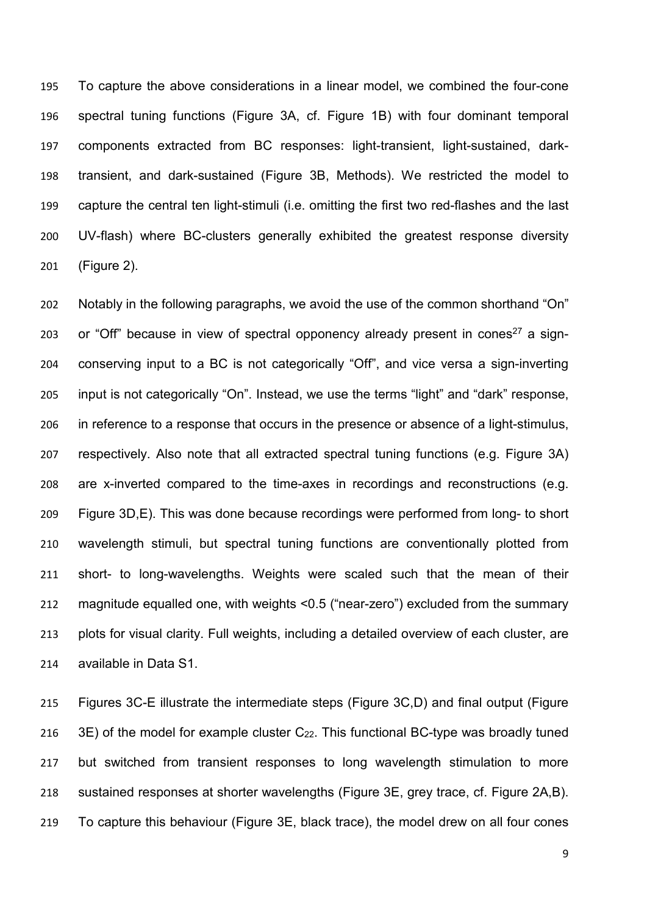To capture the above considerations in a linear model, we combined the four-cone spectral tuning functions (Figure 3A, cf. Figure 1B) with four dominant temporal components extracted from BC responses: light-transient, light-sustained, dark-transient, and dark-sustained (Figure 3B, Methods). We restricted the model to capture the central ten light-stimuli (i.e. omitting the first two red-flashes and the last UV-flash) where BC-clusters generally exhibited the greatest response diversity (Figure 2).

Notably in the following paragraphs, we avoid the use of the common shorthand "On" or "Off" because in view of spectral opponency already present in cones[27] a sign-conserving input to a BC is not categorically "Off", and vice versa a sign-inverting input is not categorically "On". Instead, we use the terms "light" and "dark" response, in reference to a response that occurs in the presence or absence of a light-stimulus, respectively. Also note that all extracted spectral tuning functions (e.g. Figure 3A) are x-inverted compared to the time-axes in recordings and reconstructions (e.g. Figure 3D,E). This was done because recordings were performed from long- to short wavelength stimuli, but spectral tuning functions are conventionally plotted from short- to long-wavelengths. Weights were scaled such that the mean of their magnitude equalled one, with weights <0.5 ("near-zero") excluded from the summary plots for visual clarity. Full weights, including a detailed overview of each cluster, are available in Data S1.

Figures 3C-E illustrate the intermediate steps (Figure 3C,D) and final output (Figure 3E) of the model for example cluster $C_{22}$. This functional BC-type was broadly tuned but switched from transient responses to long wavelength stimulation to more sustained responses at shorter wavelengths (Figure 3E, grey trace, cf. Figure 2A,B). To capture this behaviour (Figure 3E, black trace), the model drew on all four cones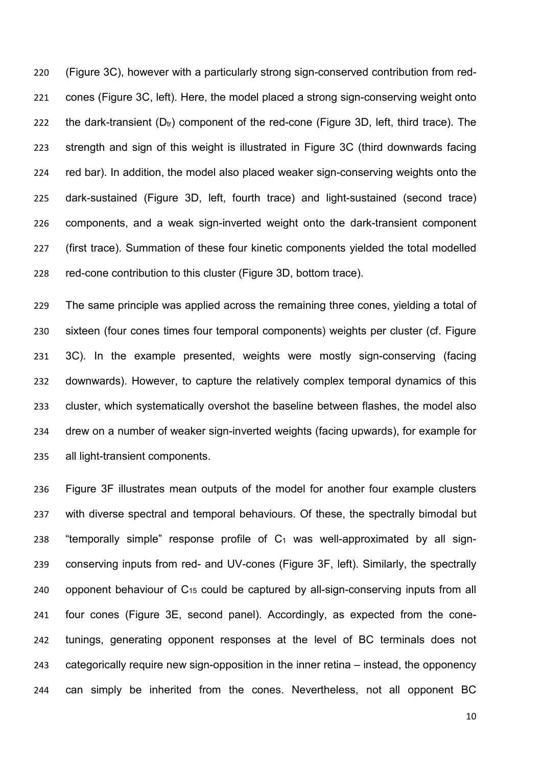(Figure 3C), however with a particularly strong sign-conserved contribution from red-cones (Figure 3C, left). Here, the model placed a strong sign-conserving weight onto the dark-transient ($D_{tr}$) component of the red-cone (Figure 3D, left, third trace). The strength and sign of this weight is illustrated in Figure 3C (third downwards facing red bar). In addition, the model also placed weaker sign-conserving weights onto the dark-sustained (Figure 3D, left, fourth trace) and light-sustained (second trace) components, and a weak sign-inverted weight onto the dark-transient component (first trace). Summation of these four kinetic components yielded the total modelled red-cone contribution to this cluster (Figure 3D, bottom trace).

The same principle was applied across the remaining three cones, yielding a total of sixteen (four cones times four temporal components) weights per cluster (cf. Figure 3C). In the example presented, weights were mostly sign-conserving (facing downwards). However, to capture the relatively complex temporal dynamics of this cluster, which systematically overshot the baseline between flashes, the model also drew on a number of weaker sign-inverted weights (facing upwards), for example for all light-transient components.

Figure 3F illustrates mean outputs of the model for another four example clusters with diverse spectral and temporal behaviours. Of these, the spectrally bimodal but "temporally simple" response profile of $C_1$ was well-approximated by all sign-conserving inputs from red- and UV-cones (Figure 3F, left). Similarly, the spectrally opponent behaviour of $C_{15}$ could be captured by all-sign-conserving inputs from all four cones (Figure 3E, second panel). Accordingly, as expected from the cone-tunings, generating opponent responses at the level of BC terminals does not categorically require new sign-opposition in the inner retina – instead, the opponency can simply be inherited from the cones. Nevertheless, not all opponent BC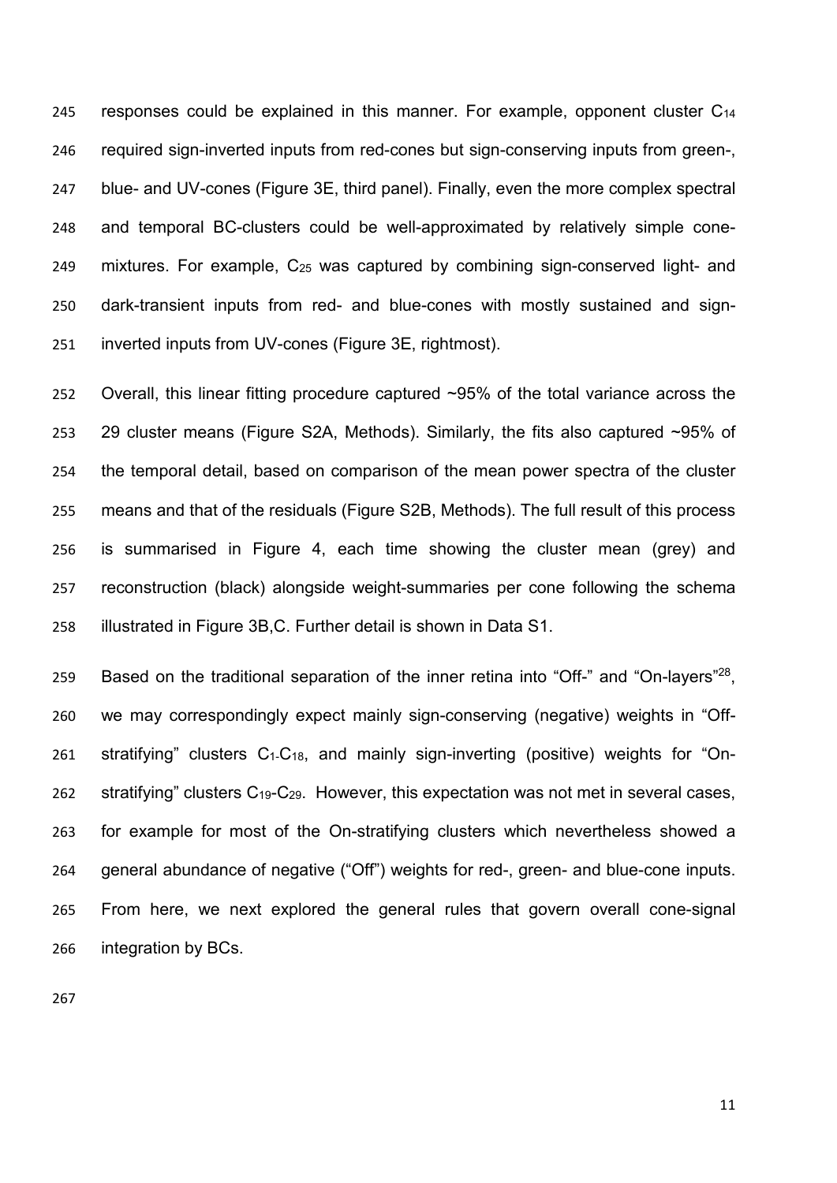responses could be explained in this manner. For example, opponent cluster $C_{14}$ required sign-inverted inputs from red-cones but sign-conserving inputs from green-, blue- and UV-cones (Figure 3E, third panel). Finally, even the more complex spectral and temporal BC-clusters could be well-approximated by relatively simple cone-mixtures. For example, $C_{25}$ was captured by combining sign-conserved light- and dark-transient inputs from red- and blue-cones with mostly sustained and sign-inverted inputs from UV-cones (Figure 3E, rightmost).

Overall, this linear fitting procedure captured ~95% of the total variance across the 29 cluster means (Figure S2A, Methods). Similarly, the fits also captured ~95% of the temporal detail, based on comparison of the mean power spectra of the cluster means and that of the residuals (Figure S2B, Methods). The full result of this process is summarised in Figure 4, each time showing the cluster mean (grey) and reconstruction (black) alongside weight-summaries per cone following the schema illustrated in Figure 3B,C. Further detail is shown in Data S1.

Based on the traditional separation of the inner retina into "Off-" and "On-layers"[28], we may correspondingly expect mainly sign-conserving (negative) weights in "Off-stratifying" clusters $C_1$-$C_{18}$, and mainly sign-inverting (positive) weights for "On-stratifying" clusters $C_{19}$-$C_{29}$. However, this expectation was not met in several cases, for example for most of the On-stratifying clusters which nevertheless showed a general abundance of negative ("Off") weights for red-, green- and blue-cone inputs. From here, we next explored the general rules that govern overall cone-signal integration by BCs.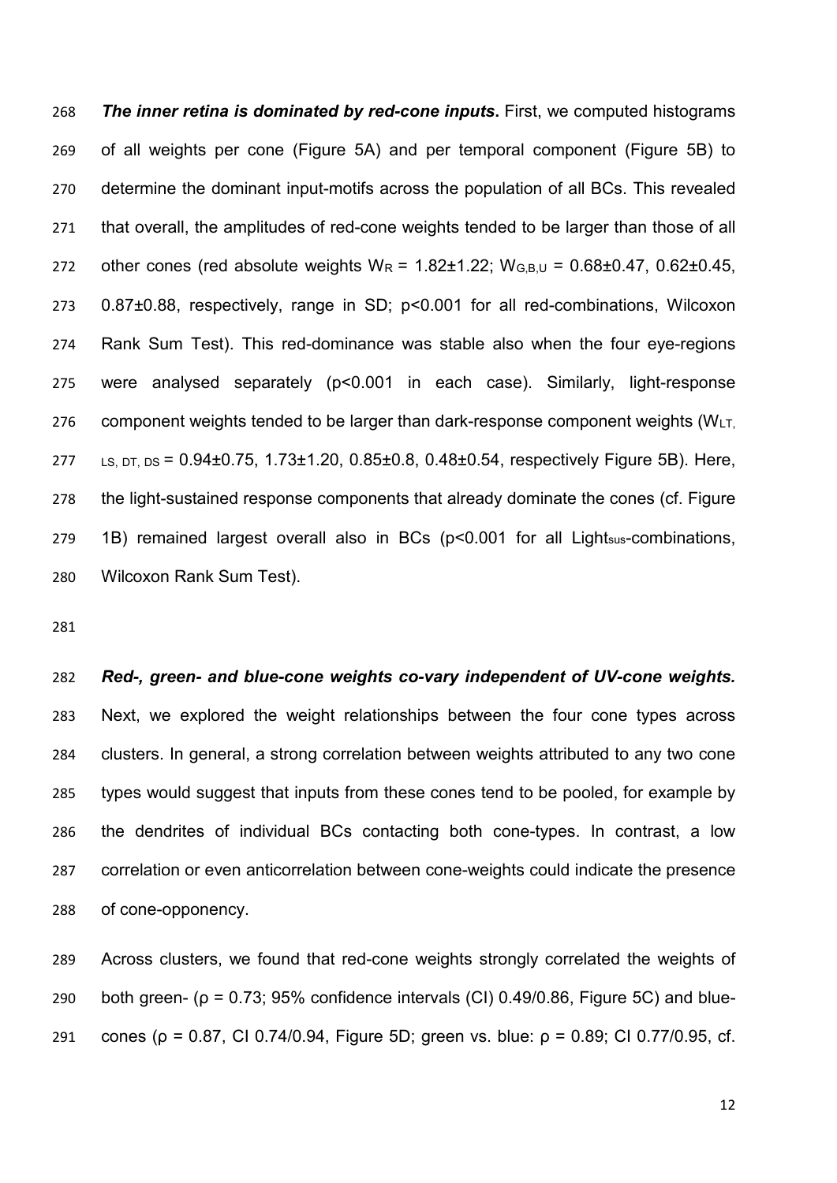***The inner retina is dominated by red-cone inputs.*** First, we computed histograms of all weights per cone (Figure 5A) and per temporal component (Figure 5B) to determine the dominant input-motifs across the population of all BCs. This revealed that overall, the amplitudes of red-cone weights tended to be larger than those of all other cones (red absolute weights $W_R$ = 1.82±1.22; $W_{G,B,U}$ = 0.68±0.47, 0.62±0.45, 0.87±0.88, respectively, range in SD; $p<0.001$ for all red-combinations, Wilcoxon Rank Sum Test). This red-dominance was stable also when the four eye-regions were analysed separately ($p<0.001$ in each case). Similarly, light-response component weights tended to be larger than dark-response component weights ($W_{LT, LS, DT, DS}$ = 0.94±0.75, 1.73±1.20, 0.85±0.8, 0.48±0.54, respectively Figure 5B). Here, the light-sustained response components that already dominate the cones (cf. Figure 1B) remained largest overall also in BCs ($p<0.001$ for all $Light_{sus}$-combinations, Wilcoxon Rank Sum Test).

***Red-, green- and blue-cone weights co-vary independent of UV-cone weights.*** Next, we explored the weight relationships between the four cone types across clusters. In general, a strong correlation between weights attributed to any two cone types would suggest that inputs from these cones tend to be pooled, for example by the dendrites of individual BCs contacting both cone-types. In contrast, a low correlation or even anticorrelation between cone-weights could indicate the presence of cone-opponency.

Across clusters, we found that red-cone weights strongly correlated the weights of both green- ($\rho$ = 0.73; 95% confidence intervals (CI) 0.49/0.86, Figure 5C) and blue-cones ($\rho$ = 0.87, CI 0.74/0.94, Figure 5D; green vs. blue: $\rho$ = 0.89; CI 0.77/0.95, cf.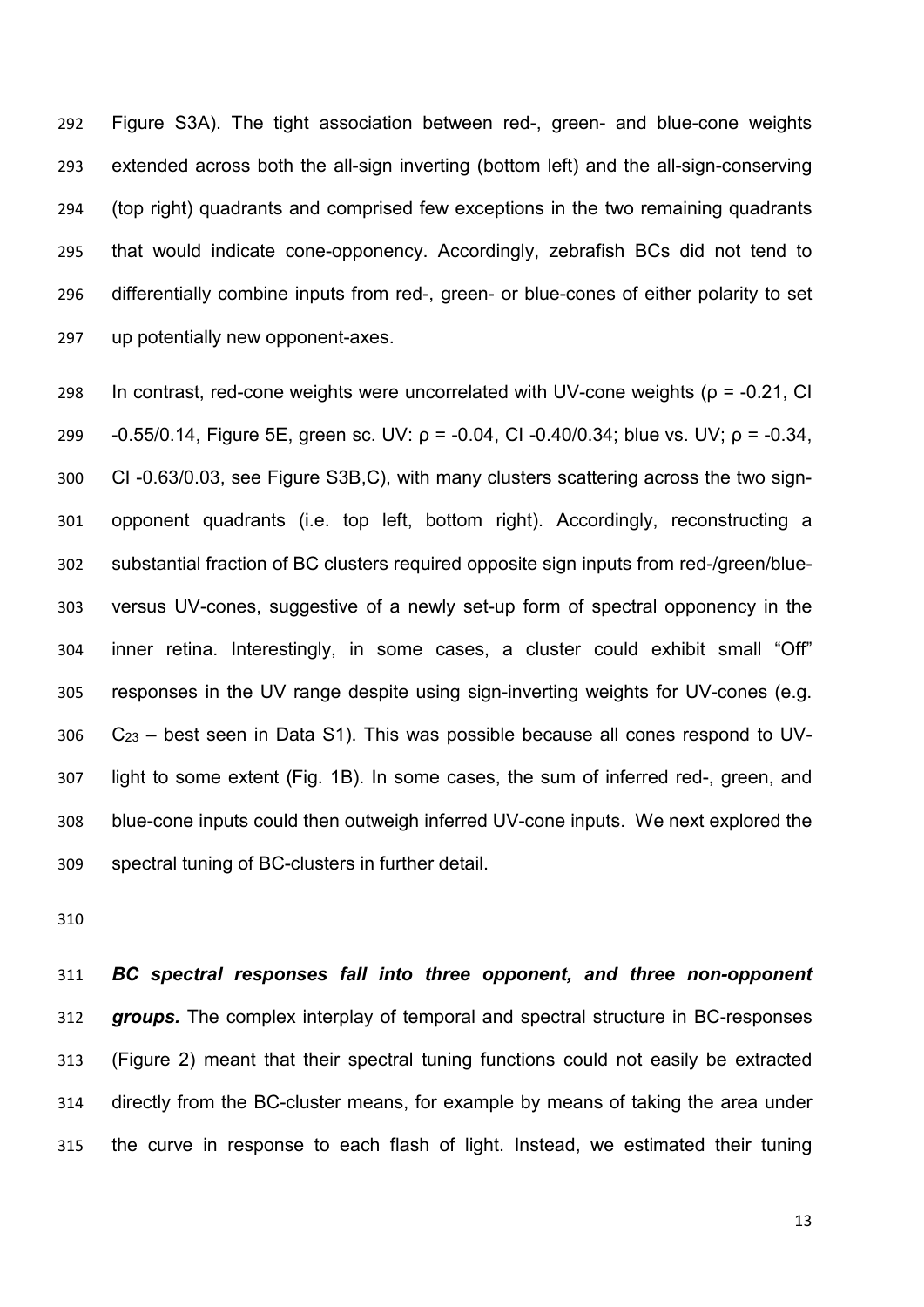Figure S3A). The tight association between red-, green- and blue-cone weights extended across both the all-sign inverting (bottom left) and the all-sign-conserving (top right) quadrants and comprised few exceptions in the two remaining quadrants that would indicate cone-opponency. Accordingly, zebrafish BCs did not tend to differentially combine inputs from red-, green- or blue-cones of either polarity to set up potentially new opponent-axes.

In contrast, red-cone weights were uncorrelated with UV-cone weights ($\rho$ = -0.21, CI -0.55/0.14, Figure 5E, green sc. UV: $\rho$ = -0.04, CI -0.40/0.34; blue vs. UV; $\rho$ = -0.34, CI -0.63/0.03, see Figure S3B,C), with many clusters scattering across the two sign-opponent quadrants (i.e. top left, bottom right). Accordingly, reconstructing a substantial fraction of BC clusters required opposite sign inputs from red-/green/blue- versus UV-cones, suggestive of a newly set-up form of spectral opponency in the inner retina. Interestingly, in some cases, a cluster could exhibit small “Off” responses in the UV range despite using sign-inverting weights for UV-cones (e.g. $C_{23}$ – best seen in Data S1). This was possible because all cones respond to UV-light to some extent (Fig. 1B). In some cases, the sum of inferred red-, green, and blue-cone inputs could then outweigh inferred UV-cone inputs. We next explored the spectral tuning of BC-clusters in further detail.

***BC spectral responses fall into three opponent, and three non-opponent groups.*** The complex interplay of temporal and spectral structure in BC-responses (Figure 2) meant that their spectral tuning functions could not easily be extracted directly from the BC-cluster means, for example by means of taking the area under the curve in response to each flash of light. Instead, we estimated their tuning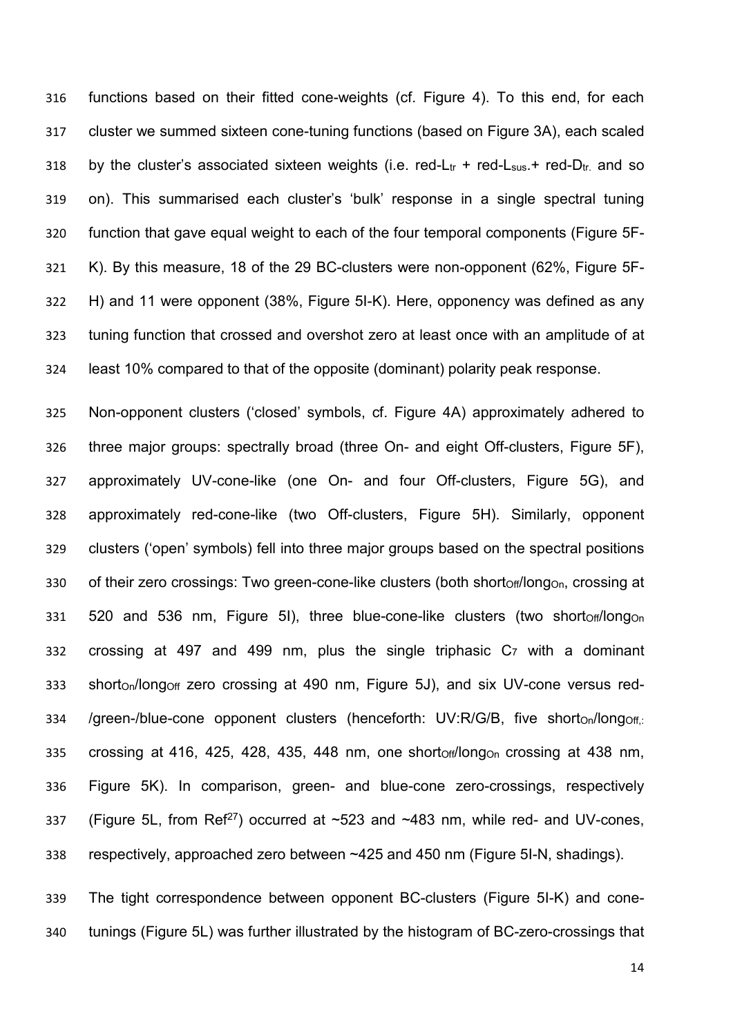functions based on their fitted cone-weights (cf. Figure 4). To this end, for each cluster we summed sixteen cone-tuning functions (based on Figure 3A), each scaled by the cluster's associated sixteen weights (i.e. red-$L_{tr}$ + red-$L_{sus.}$+ red-$D_{tr.}$ and so on). This summarised each cluster's 'bulk' response in a single spectral tuning function that gave equal weight to each of the four temporal components (Figure 5F-K). By this measure, 18 of the 29 BC-clusters were non-opponent (62%, Figure 5F-H) and 11 were opponent (38%, Figure 5I-K). Here, opponency was defined as any tuning function that crossed and overshot zero at least once with an amplitude of at least 10% compared to that of the opposite (dominant) polarity peak response.

Non-opponent clusters ('closed' symbols, cf. Figure 4A) approximately adhered to three major groups: spectrally broad (three On- and eight Off-clusters, Figure 5F), approximately UV-cone-like (one On- and four Off-clusters, Figure 5G), and approximately red-cone-like (two Off-clusters, Figure 5H). Similarly, opponent clusters ('open' symbols) fell into three major groups based on the spectral positions of their zero crossings: Two green-cone-like clusters (both $short_{Off}/long_{On}$, crossing at 520 and 536 nm, Figure 5I), three blue-cone-like clusters (two $short_{Off}/long_{On}$ crossing at 497 and 499 nm, plus the single triphasic $C_7$ with a dominant $short_{On}/long_{Off}$ zero crossing at 490 nm, Figure 5J), and six UV-cone versus red-/green-/blue-cone opponent clusters (henceforth: UV:R/G/B, five $short_{On}/long_{Off,:}$ crossing at 416, 425, 428, 435, 448 nm, one $short_{Off}/long_{On}$ crossing at 438 nm, Figure 5K). In comparison, green- and blue-cone zero-crossings, respectively (Figure 5L, from Ref[27]) occurred at ~523 and ~483 nm, while red- and UV-cones, respectively, approached zero between ~425 and 450 nm (Figure 5I-N, shadings).

The tight correspondence between opponent BC-clusters (Figure 5I-K) and cone-tunings (Figure 5L) was further illustrated by the histogram of BC-zero-crossings that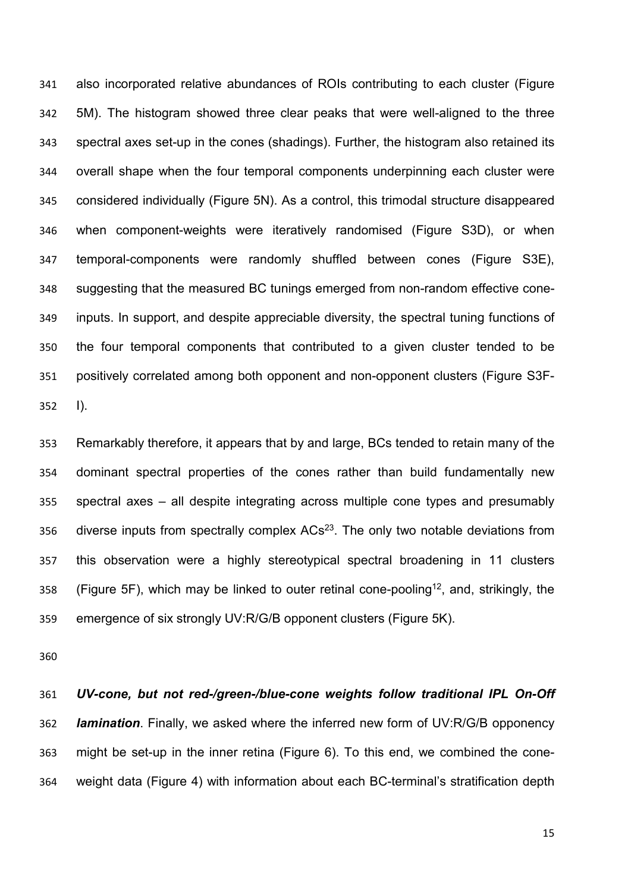also incorporated relative abundances of ROIs contributing to each cluster (Figure 5M). The histogram showed three clear peaks that were well-aligned to the three spectral axes set-up in the cones (shadings). Further, the histogram also retained its overall shape when the four temporal components underpinning each cluster were considered individually (Figure 5N). As a control, this trimodal structure disappeared when component-weights were iteratively randomised (Figure S3D), or when temporal-components were randomly shuffled between cones (Figure S3E), suggesting that the measured BC tunings emerged from non-random effective cone-inputs. In support, and despite appreciable diversity, the spectral tuning functions of the four temporal components that contributed to a given cluster tended to be positively correlated among both opponent and non-opponent clusters (Figure S3F-I).

Remarkably therefore, it appears that by and large, BCs tended to retain many of the dominant spectral properties of the cones rather than build fundamentally new spectral axes – all despite integrating across multiple cone types and presumably diverse inputs from spectrally complex ACs[23]. The only two notable deviations from this observation were a highly stereotypical spectral broadening in 11 clusters (Figure 5F), which may be linked to outer retinal cone-pooling[12], and, strikingly, the emergence of six strongly UV:R/G/B opponent clusters (Figure 5K).

***UV-cone, but not red-/green-/blue-cone weights follow traditional IPL On-Off lamination***. Finally, we asked where the inferred new form of UV:R/G/B opponency might be set-up in the inner retina (Figure 6). To this end, we combined the cone-weight data (Figure 4) with information about each BC-terminal's stratification depth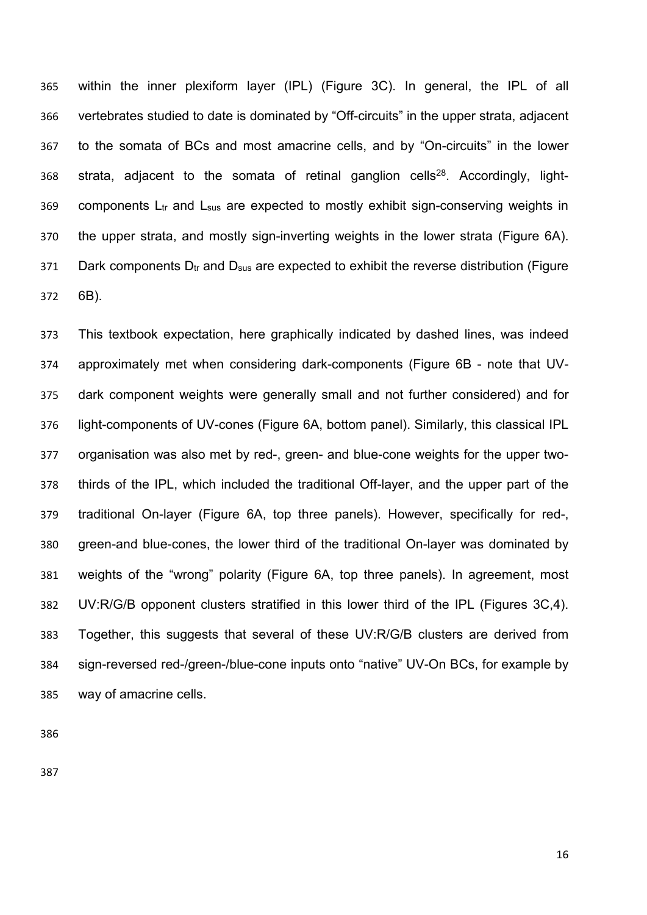within the inner plexiform layer (IPL) (Figure 3C). In general, the IPL of all vertebrates studied to date is dominated by “Off-circuits” in the upper strata, adjacent to the somata of BCs and most amacrine cells, and by “On-circuits” in the lower strata, adjacent to the somata of retinal ganglion cells[28]. Accordingly, light-components $L_{tr}$ and $L_{sus}$ are expected to mostly exhibit sign-conserving weights in the upper strata, and mostly sign-inverting weights in the lower strata (Figure 6A). Dark components $D_{tr}$ and $D_{sus}$ are expected to exhibit the reverse distribution (Figure 6B).

This textbook expectation, here graphically indicated by dashed lines, was indeed approximately met when considering dark-components (Figure 6B - note that UV-dark component weights were generally small and not further considered) and for light-components of UV-cones (Figure 6A, bottom panel). Similarly, this classical IPL organisation was also met by red-, green- and blue-cone weights for the upper two-thirds of the IPL, which included the traditional Off-layer, and the upper part of the traditional On-layer (Figure 6A, top three panels). However, specifically for red-, green-and blue-cones, the lower third of the traditional On-layer was dominated by weights of the “wrong” polarity (Figure 6A, top three panels). In agreement, most UV:R/G/B opponent clusters stratified in this lower third of the IPL (Figures 3C,4). Together, this suggests that several of these UV:R/G/B clusters are derived from sign-reversed red-/green-/blue-cone inputs onto “native” UV-On BCs, for example by way of amacrine cells.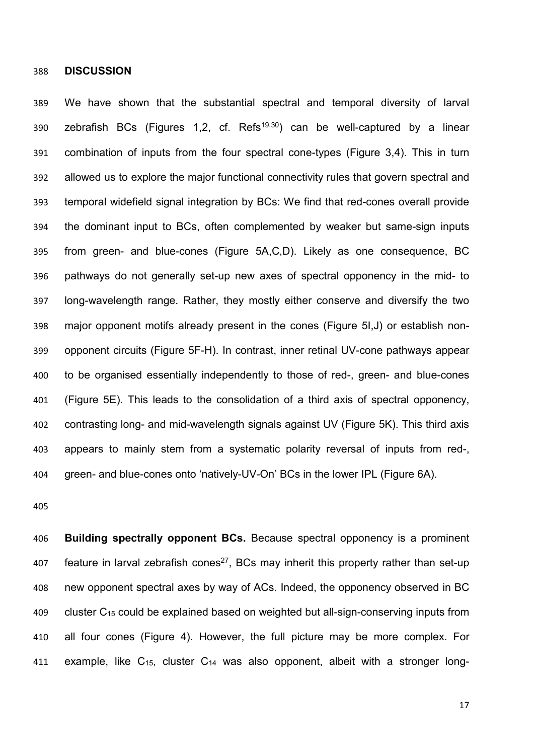## DISCUSSION

We have shown that the substantial spectral and temporal diversity of larval zebrafish BCs (Figures 1,2, cf. Refs[19,30]) can be well-captured by a linear combination of inputs from the four spectral cone-types (Figure 3,4). This in turn allowed us to explore the major functional connectivity rules that govern spectral and temporal widefield signal integration by BCs: We find that red-cones overall provide the dominant input to BCs, often complemented by weaker but same-sign inputs from green- and blue-cones (Figure 5A,C,D). Likely as one consequence, BC pathways do not generally set-up new axes of spectral opponency in the mid- to long-wavelength range. Rather, they mostly either conserve and diversify the two major opponent motifs already present in the cones (Figure 5I,J) or establish non-opponent circuits (Figure 5F-H). In contrast, inner retinal UV-cone pathways appear to be organised essentially independently to those of red-, green- and blue-cones (Figure 5E). This leads to the consolidation of a third axis of spectral opponency, contrasting long- and mid-wavelength signals against UV (Figure 5K). This third axis appears to mainly stem from a systematic polarity reversal of inputs from red-, green- and blue-cones onto 'natively-UV-On' BCs in the lower IPL (Figure 6A).

**Building spectrally opponent BCs.** Because spectral opponency is a prominent feature in larval zebrafish cones[27], BCs may inherit this property rather than set-up new opponent spectral axes by way of ACs. Indeed, the opponency observed in BC cluster $C_{15}$ could be explained based on weighted but all-sign-conserving inputs from all four cones (Figure 4). However, the full picture may be more complex. For example, like $C_{15}$, cluster $C_{14}$ was also opponent, albeit with a stronger long-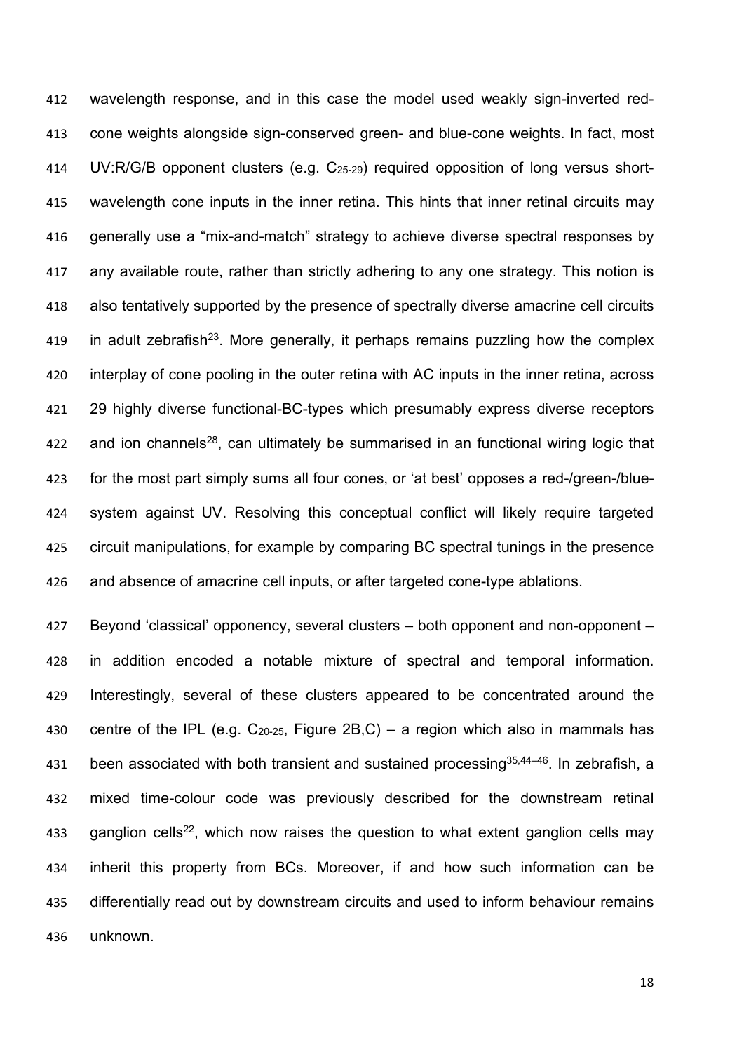wavelength response, and in this case the model used weakly sign-inverted red-cone weights alongside sign-conserved green- and blue-cone weights. In fact, most UV:R/G/B opponent clusters (e.g. $C_{25\text{-}29}$) required opposition of long versus short-wavelength cone inputs in the inner retina. This hints that inner retinal circuits may generally use a "mix-and-match" strategy to achieve diverse spectral responses by any available route, rather than strictly adhering to any one strategy. This notion is also tentatively supported by the presence of spectrally diverse amacrine cell circuits in adult zebrafish[23]. More generally, it perhaps remains puzzling how the complex interplay of cone pooling in the outer retina with AC inputs in the inner retina, across 29 highly diverse functional-BC-types which presumably express diverse receptors and ion channels[28], can ultimately be summarised in an functional wiring logic that for the most part simply sums all four cones, or 'at best' opposes a red-/green-/blue-system against UV. Resolving this conceptual conflict will likely require targeted circuit manipulations, for example by comparing BC spectral tunings in the presence and absence of amacrine cell inputs, or after targeted cone-type ablations.

Beyond 'classical' opponency, several clusters – both opponent and non-opponent – in addition encoded a notable mixture of spectral and temporal information. Interestingly, several of these clusters appeared to be concentrated around the centre of the IPL (e.g. $C_{20\text{-}25}$, Figure 2B,C) – a region which also in mammals has been associated with both transient and sustained processing[35,44–46]. In zebrafish, a mixed time-colour code was previously described for the downstream retinal ganglion cells[22], which now raises the question to what extent ganglion cells may inherit this property from BCs. Moreover, if and how such information can be differentially read out by downstream circuits and used to inform behaviour remains unknown.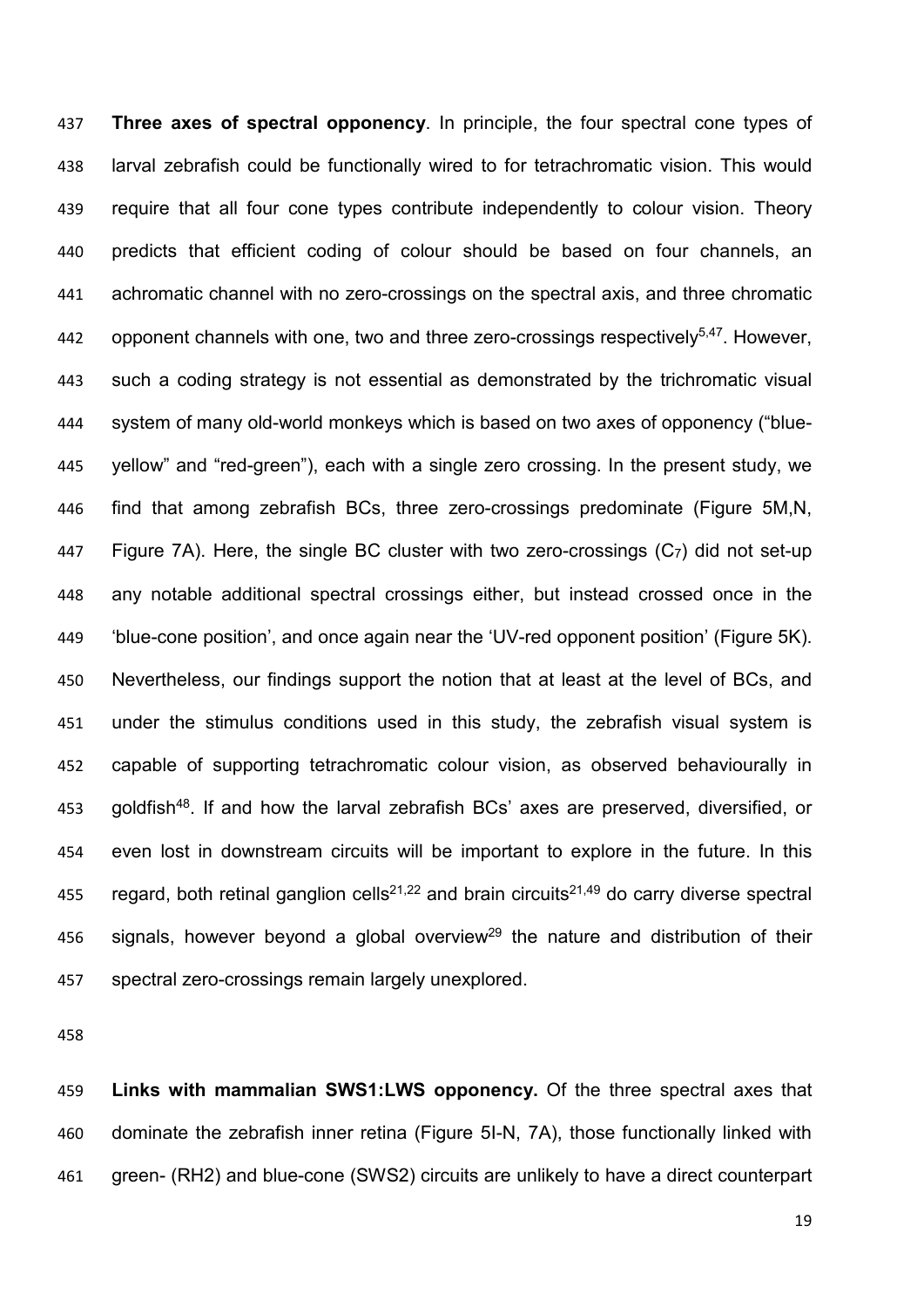**Three axes of spectral opponency**. In principle, the four spectral cone types of larval zebrafish could be functionally wired to for tetrachromatic vision. This would require that all four cone types contribute independently to colour vision. Theory predicts that efficient coding of colour should be based on four channels, an achromatic channel with no zero-crossings on the spectral axis, and three chromatic opponent channels with one, two and three zero-crossings respectively[5,47]. However, such a coding strategy is not essential as demonstrated by the trichromatic visual system of many old-world monkeys which is based on two axes of opponency ("blue-yellow" and "red-green"), each with a single zero crossing. In the present study, we find that among zebrafish BCs, three zero-crossings predominate (Figure 5M,N, Figure 7A). Here, the single BC cluster with two zero-crossings ($C_7$) did not set-up any notable additional spectral crossings either, but instead crossed once in the 'blue-cone position', and once again near the 'UV-red opponent position' (Figure 5K). Nevertheless, our findings support the notion that at least at the level of BCs, and under the stimulus conditions used in this study, the zebrafish visual system is capable of supporting tetrachromatic colour vision, as observed behaviourally in goldfish[48]. If and how the larval zebrafish BCs' axes are preserved, diversified, or even lost in downstream circuits will be important to explore in the future. In this regard, both retinal ganglion cells[21,22] and brain circuits[21,49] do carry diverse spectral signals, however beyond a global overview[29] the nature and distribution of their spectral zero-crossings remain largely unexplored.

**Links with mammalian SWS1:LWS opponency.** Of the three spectral axes that dominate the zebrafish inner retina (Figure 5I-N, 7A), those functionally linked with green- (RH2) and blue-cone (SWS2) circuits are unlikely to have a direct counterpart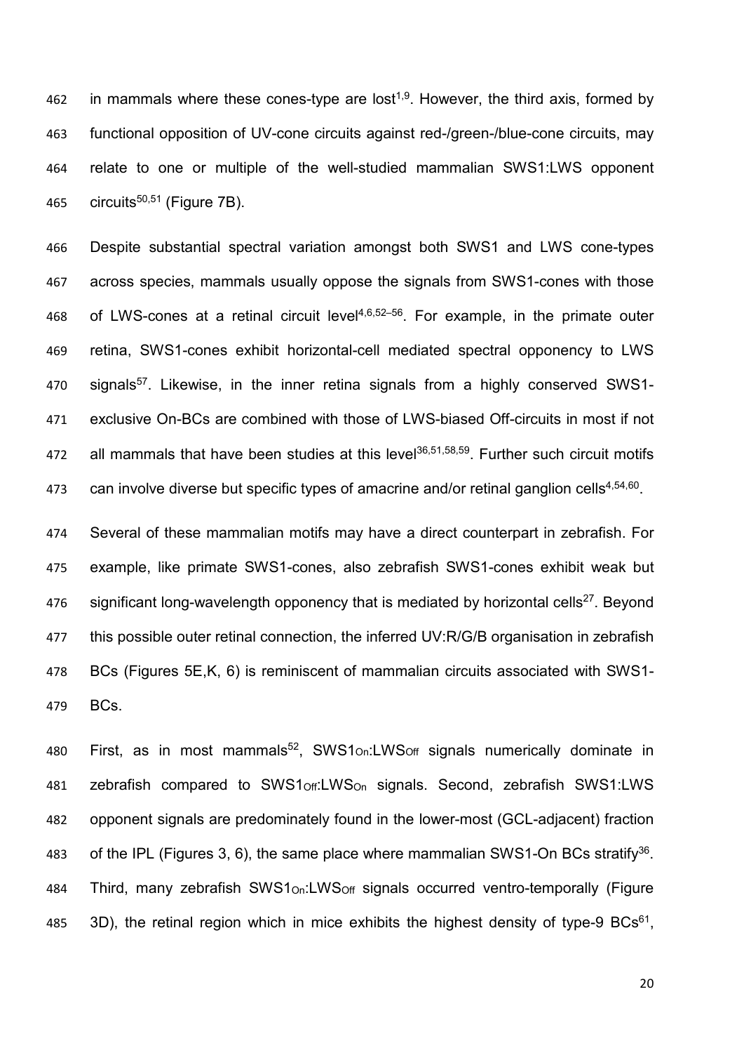in mammals where these cones-type are lost[1,9]. However, the third axis, formed by functional opposition of UV-cone circuits against red-/green-/blue-cone circuits, may relate to one or multiple of the well-studied mammalian SWS1:LWS opponent circuits[50,51] (Figure 7B).

Despite substantial spectral variation amongst both SWS1 and LWS cone-types across species, mammals usually oppose the signals from SWS1-cones with those of LWS-cones at a retinal circuit level[4,6,52–56]. For example, in the primate outer retina, SWS1-cones exhibit horizontal-cell mediated spectral opponency to LWS signals[57]. Likewise, in the inner retina signals from a highly conserved SWS1-exclusive On-BCs are combined with those of LWS-biased Off-circuits in most if not all mammals that have been studies at this level[36,51,58,59]. Further such circuit motifs can involve diverse but specific types of amacrine and/or retinal ganglion cells[4,54,60].

Several of these mammalian motifs may have a direct counterpart in zebrafish. For example, like primate SWS1-cones, also zebrafish SWS1-cones exhibit weak but significant long-wavelength opponency that is mediated by horizontal cells[27]. Beyond this possible outer retinal connection, the inferred UV:R/G/B organisation in zebrafish BCs (Figures 5E,K, 6) is reminiscent of mammalian circuits associated with SWS1-BCs.

First, as in most mammals[52], $SWS1_{On}$:$LWS_{Off}$ signals numerically dominate in zebrafish compared to $SWS1_{Off}$:$LWS_{On}$ signals. Second, zebrafish SWS1:LWS opponent signals are predominately found in the lower-most (GCL-adjacent) fraction of the IPL (Figures 3, 6), the same place where mammalian SWS1-On BCs stratify[36]. Third, many zebrafish $SWS1_{On}$:$LWS_{Off}$ signals occurred ventro-temporally (Figure 3D), the retinal region which in mice exhibits the highest density of type-9 BCs[61],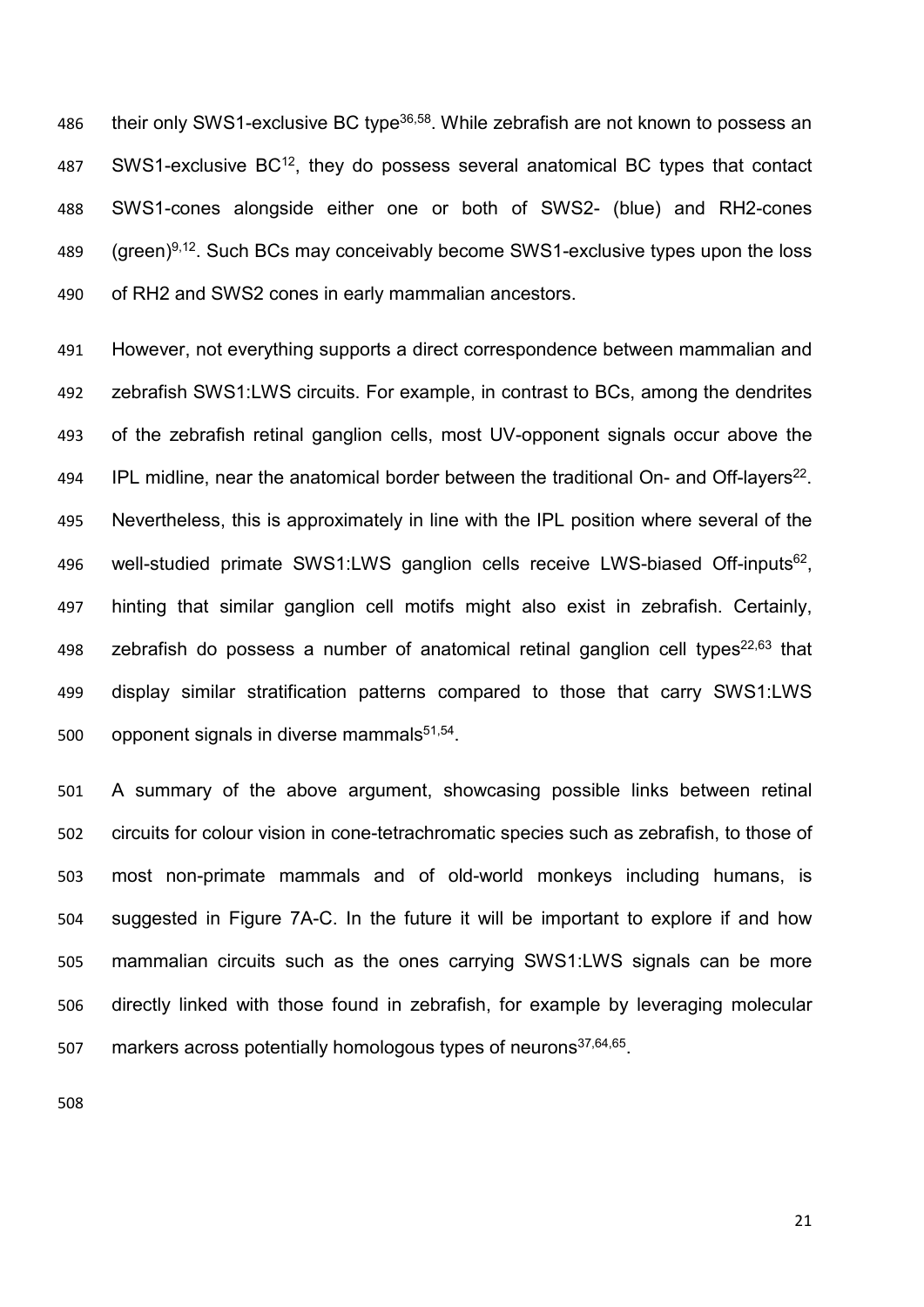their only SWS1-exclusive BC type[36,58]. While zebrafish are not known to possess an SWS1-exclusive BC[12], they do possess several anatomical BC types that contact SWS1-cones alongside either one or both of SWS2- (blue) and RH2-cones (green)[9,12]. Such BCs may conceivably become SWS1-exclusive types upon the loss of RH2 and SWS2 cones in early mammalian ancestors.

However, not everything supports a direct correspondence between mammalian and zebrafish SWS1:LWS circuits. For example, in contrast to BCs, among the dendrites of the zebrafish retinal ganglion cells, most UV-opponent signals occur above the IPL midline, near the anatomical border between the traditional On- and Off-layers[22]. Nevertheless, this is approximately in line with the IPL position where several of the well-studied primate SWS1:LWS ganglion cells receive LWS-biased Off-inputs[62], hinting that similar ganglion cell motifs might also exist in zebrafish. Certainly, zebrafish do possess a number of anatomical retinal ganglion cell types[22,63] that display similar stratification patterns compared to those that carry SWS1:LWS opponent signals in diverse mammals[51,54].

A summary of the above argument, showcasing possible links between retinal circuits for colour vision in cone-tetrachromatic species such as zebrafish, to those of most non-primate mammals and of old-world monkeys including humans, is suggested in Figure 7A-C. In the future it will be important to explore if and how mammalian circuits such as the ones carrying SWS1:LWS signals can be more directly linked with those found in zebrafish, for example by leveraging molecular markers across potentially homologous types of neurons[37,64,65].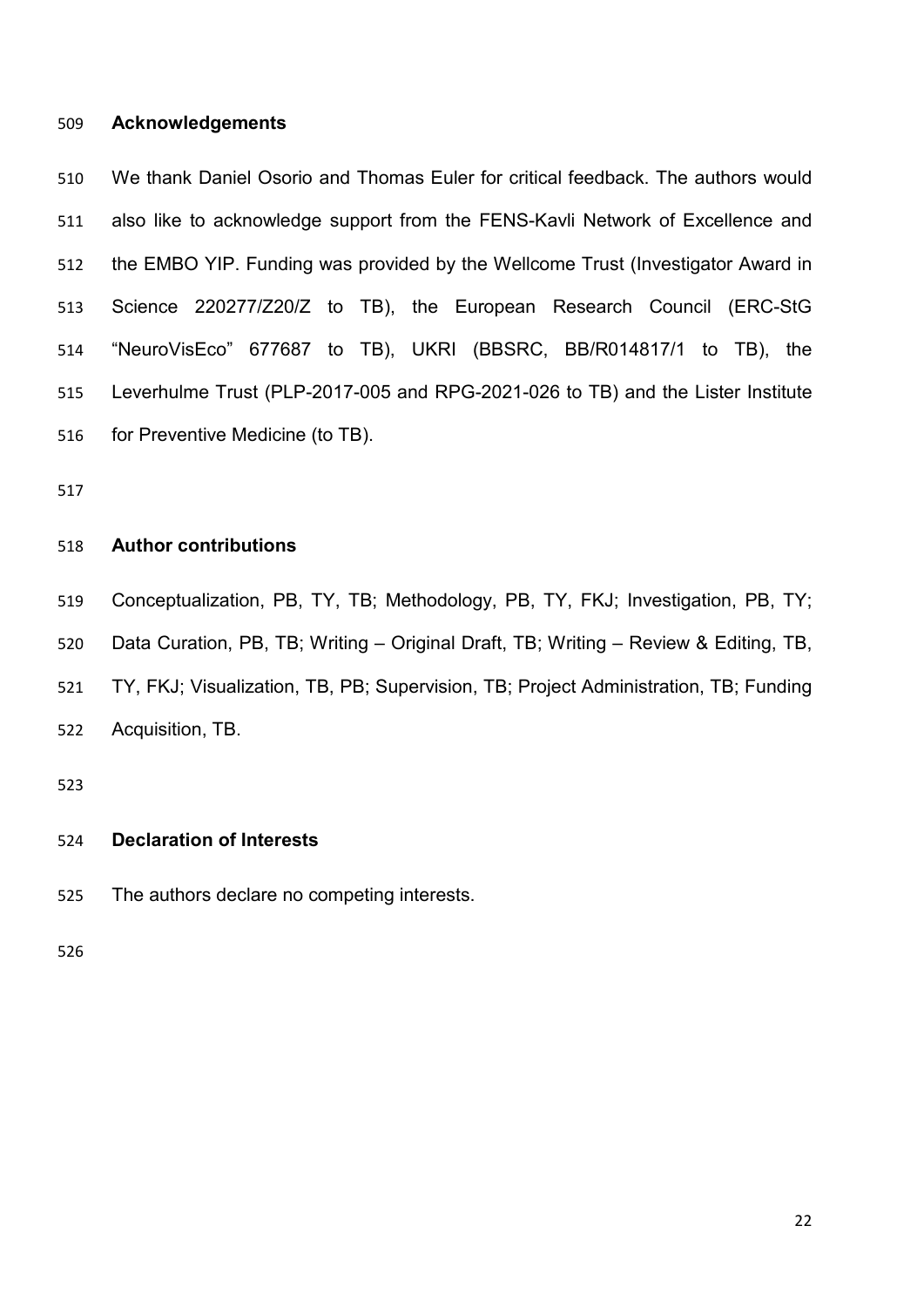## Acknowledgements

We thank Daniel Osorio and Thomas Euler for critical feedback. The authors would also like to acknowledge support from the FENS-Kavli Network of Excellence and the EMBO YIP. Funding was provided by the Wellcome Trust (Investigator Award in Science 220277/Z20/Z to TB), the European Research Council (ERC-StG "NeuroVisEco" 677687 to TB), UKRI (BBSRC, BB/R014817/1 to TB), the Leverhulme Trust (PLP-2017-005 and RPG-2021-026 to TB) and the Lister Institute for Preventive Medicine (to TB).

## Author contributions

Conceptualization, PB, TY, TB; Methodology, PB, TY, FKJ; Investigation, PB, TY; Data Curation, PB, TB; Writing – Original Draft, TB; Writing – Review & Editing, TB, TY, FKJ; Visualization, TB, PB; Supervision, TB; Project Administration, TB; Funding Acquisition, TB.

## Declaration of Interests

The authors declare no competing interests.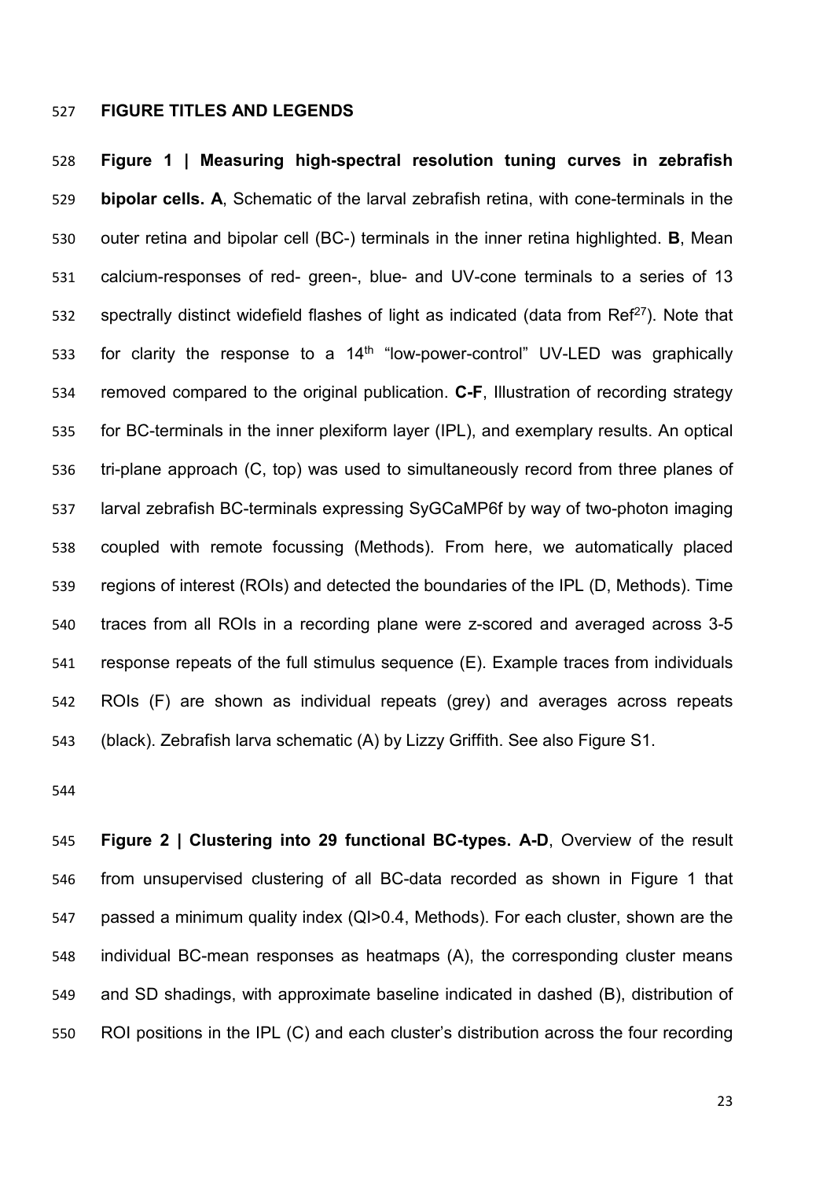## FIGURE TITLES AND LEGENDS

**Figure 1 | Measuring high-spectral resolution tuning curves in zebrafish bipolar cells. A**, Schematic of the larval zebrafish retina, with cone-terminals in the outer retina and bipolar cell (BC-) terminals in the inner retina highlighted. **B**, Mean calcium-responses of red- green-, blue- and UV-cone terminals to a series of 13 spectrally distinct widefield flashes of light as indicated (data from Ref[27]). Note that for clarity the response to a 14th "low-power-control" UV-LED was graphically removed compared to the original publication. **C-F**, Illustration of recording strategy for BC-terminals in the inner plexiform layer (IPL), and exemplary results. An optical tri-plane approach (C, top) was used to simultaneously record from three planes of larval zebrafish BC-terminals expressing SyGCaMP6f by way of two-photon imaging coupled with remote focussing (Methods). From here, we automatically placed regions of interest (ROIs) and detected the boundaries of the IPL (D, Methods). Time traces from all ROIs in a recording plane were z-scored and averaged across 3-5 response repeats of the full stimulus sequence (E). Example traces from individuals ROIs (F) are shown as individual repeats (grey) and averages across repeats (black). Zebrafish larva schematic (A) by Lizzy Griffith. See also Figure S1.

**Figure 2 | Clustering into 29 functional BC-types. A-D**, Overview of the result from unsupervised clustering of all BC-data recorded as shown in Figure 1 that passed a minimum quality index (QI>0.4, Methods). For each cluster, shown are the individual BC-mean responses as heatmaps (A), the corresponding cluster means and SD shadings, with approximate baseline indicated in dashed (B), distribution of ROI positions in the IPL (C) and each cluster's distribution across the four recording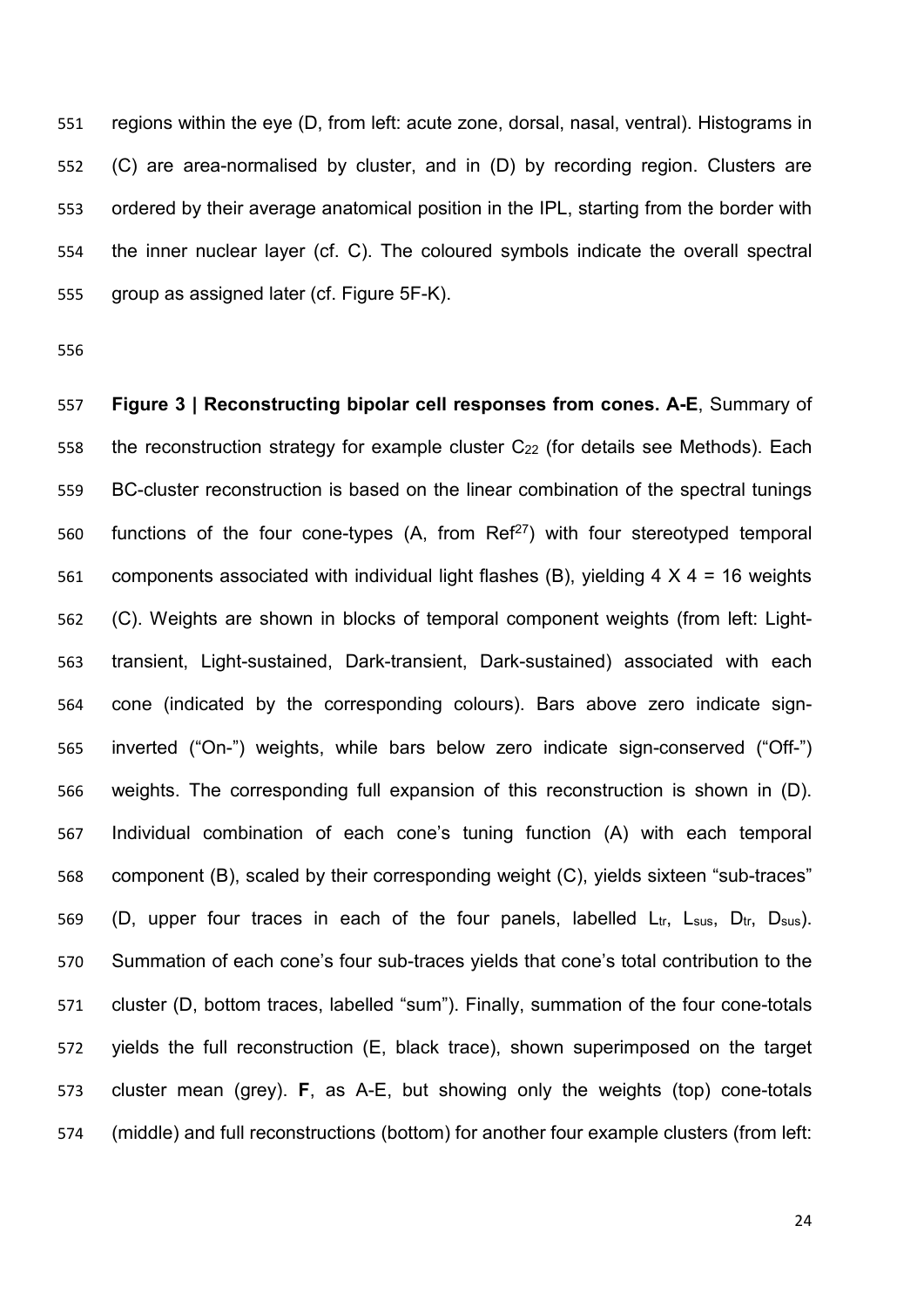regions within the eye (D, from left: acute zone, dorsal, nasal, ventral). Histograms in (C) are area-normalised by cluster, and in (D) by recording region. Clusters are ordered by their average anatomical position in the IPL, starting from the border with the inner nuclear layer (cf. C). The coloured symbols indicate the overall spectral group as assigned later (cf. Figure 5F-K).

**Figure 3 | Reconstructing bipolar cell responses from cones. A-E**, Summary of the reconstruction strategy for example cluster $C_{22}$ (for details see Methods). Each BC-cluster reconstruction is based on the linear combination of the spectral tunings functions of the four cone-types (A, from Ref[27]) with four stereotyped temporal components associated with individual light flashes (B), yielding 4 X 4 = 16 weights (C). Weights are shown in blocks of temporal component weights (from left: Light-transient, Light-sustained, Dark-transient, Dark-sustained) associated with each cone (indicated by the corresponding colours). Bars above zero indicate sign-inverted ("On-") weights, while bars below zero indicate sign-conserved ("Off-") weights. The corresponding full expansion of this reconstruction is shown in (D). Individual combination of each cone's tuning function (A) with each temporal component (B), scaled by their corresponding weight (C), yields sixteen "sub-traces" (D, upper four traces in each of the four panels, labelled $L_{tr}$, $L_{sus}$, $D_{tr}$, $D_{sus}$). Summation of each cone's four sub-traces yields that cone's total contribution to the cluster (D, bottom traces, labelled "sum"). Finally, summation of the four cone-totals yields the full reconstruction (E, black trace), shown superimposed on the target cluster mean (grey). **F**, as A-E, but showing only the weights (top) cone-totals (middle) and full reconstructions (bottom) for another four example clusters (from left: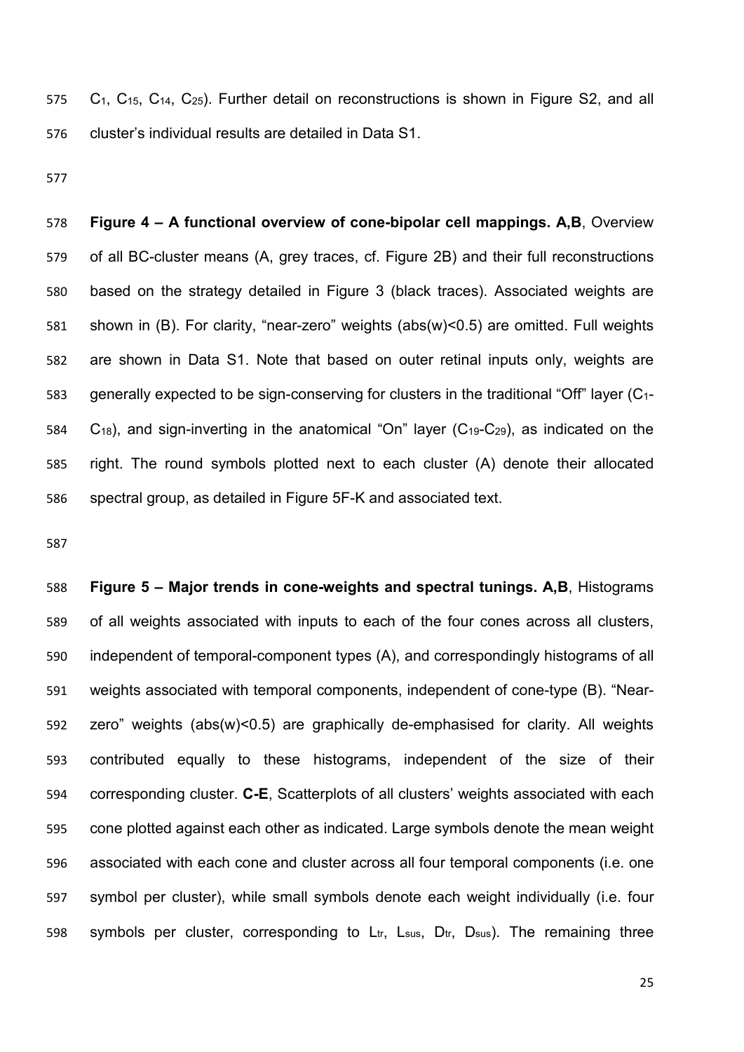$C_1$, $C_{15}$, $C_{14}$, $C_{25}$). Further detail on reconstructions is shown in Figure S2, and all cluster's individual results are detailed in Data S1.

**Figure 4 – A functional overview of cone-bipolar cell mappings. A,B**, Overview of all BC-cluster means (A, grey traces, cf. Figure 2B) and their full reconstructions based on the strategy detailed in Figure 3 (black traces). Associated weights are shown in (B). For clarity, "near-zero" weights (abs(w)<0.5) are omitted. Full weights are shown in Data S1. Note that based on outer retinal inputs only, weights are generally expected to be sign-conserving for clusters in the traditional "Off" layer ($C_1$-$C_{18}$), and sign-inverting in the anatomical "On" layer ($C_{19}$-$C_{29}$), as indicated on the right. The round symbols plotted next to each cluster (A) denote their allocated spectral group, as detailed in Figure 5F-K and associated text.

**Figure 5 – Major trends in cone-weights and spectral tunings. A,B**, Histograms of all weights associated with inputs to each of the four cones across all clusters, independent of temporal-component types (A), and correspondingly histograms of all weights associated with temporal components, independent of cone-type (B). "Near-zero" weights (abs(w)<0.5) are graphically de-emphasised for clarity. All weights contributed equally to these histograms, independent of the size of their corresponding cluster. **C-E**, Scatterplots of all clusters' weights associated with each cone plotted against each other as indicated. Large symbols denote the mean weight associated with each cone and cluster across all four temporal components (i.e. one symbol per cluster), while small symbols denote each weight individually (i.e. four symbols per cluster, corresponding to $L_{tr}$, $L_{sus}$, $D_{tr}$, $D_{sus}$). The remaining three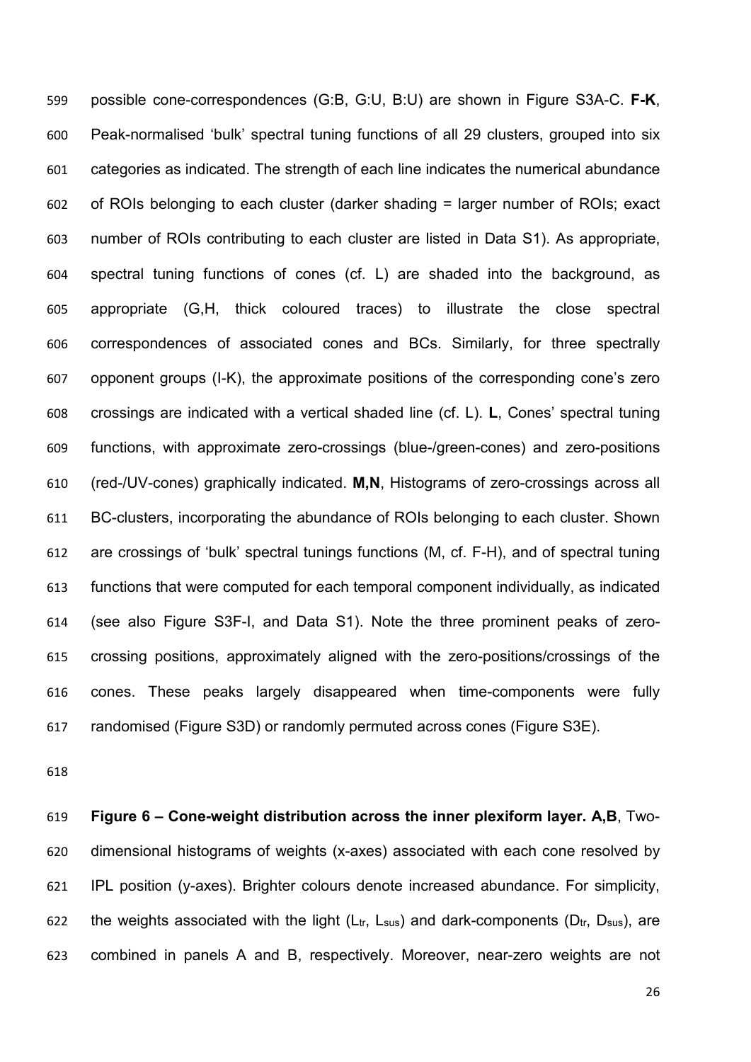possible cone-correspondences (G:B, G:U, B:U) are shown in Figure S3A-C. **F-K**, Peak-normalised 'bulk' spectral tuning functions of all 29 clusters, grouped into six categories as indicated. The strength of each line indicates the numerical abundance of ROIs belonging to each cluster (darker shading = larger number of ROIs; exact number of ROIs contributing to each cluster are listed in Data S1). As appropriate, spectral tuning functions of cones (cf. L) are shaded into the background, as appropriate (G,H, thick coloured traces) to illustrate the close spectral correspondences of associated cones and BCs. Similarly, for three spectrally opponent groups (I-K), the approximate positions of the corresponding cone's zero crossings are indicated with a vertical shaded line (cf. L). **L**, Cones' spectral tuning functions, with approximate zero-crossings (blue-/green-cones) and zero-positions (red-/UV-cones) graphically indicated. **M,N**, Histograms of zero-crossings across all BC-clusters, incorporating the abundance of ROIs belonging to each cluster. Shown are crossings of 'bulk' spectral tunings functions (M, cf. F-H), and of spectral tuning functions that were computed for each temporal component individually, as indicated (see also Figure S3F-I, and Data S1). Note the three prominent peaks of zero-crossing positions, approximately aligned with the zero-positions/crossings of the cones. These peaks largely disappeared when time-components were fully randomised (Figure S3D) or randomly permuted across cones (Figure S3E).

**Figure 6 – Cone-weight distribution across the inner plexiform layer. A,B**, Two-dimensional histograms of weights (x-axes) associated with each cone resolved by IPL position (y-axes). Brighter colours denote increased abundance. For simplicity, the weights associated with the light ($L_{tr}$, $L_{sus}$) and dark-components ($D_{tr}$, $D_{sus}$), are combined in panels A and B, respectively. Moreover, near-zero weights are not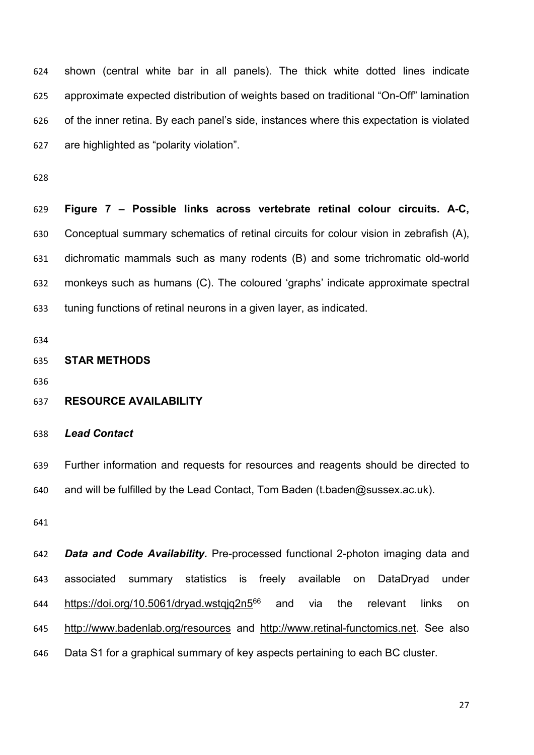shown (central white bar in all panels). The thick white dotted lines indicate approximate expected distribution of weights based on traditional "On-Off" lamination of the inner retina. By each panel's side, instances where this expectation is violated are highlighted as "polarity violation".

**Figure 7 – Possible links across vertebrate retinal colour circuits. A-C,** Conceptual summary schematics of retinal circuits for colour vision in zebrafish (A), dichromatic mammals such as many rodents (B) and some trichromatic old-world monkeys such as humans (C). The coloured 'graphs' indicate approximate spectral tuning functions of retinal neurons in a given layer, as indicated.

## STAR METHODS

### RESOURCE AVAILABILITY

#### *Lead Contact*

Further information and requests for resources and reagents should be directed to and will be fulfilled by the Lead Contact, Tom Baden (t.baden@sussex.ac.uk).

***Data and Code Availability.*** Pre-processed functional 2-photon imaging data and associated summary statistics is freely available on DataDryad under https://doi.org/10.5061/dryad.wstqjq2n5[66] and via the relevant links on http://www.badenlab.org/resources and http://www.retinal-functomics.net. See also Data S1 for a graphical summary of key aspects pertaining to each BC cluster.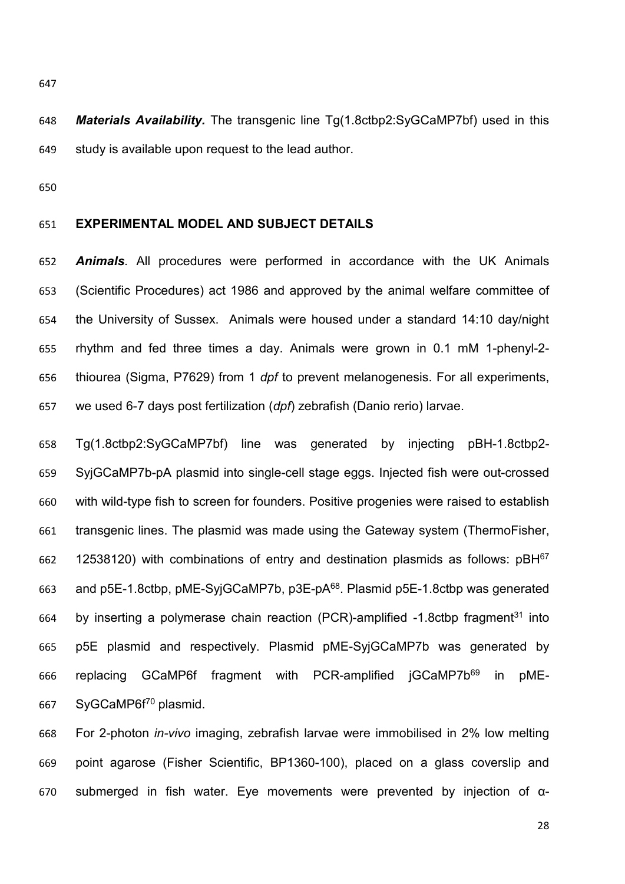***Materials Availability.*** The transgenic line Tg(1.8ctbp2:SyGCaMP7bf) used in this study is available upon request to the lead author.

## EXPERIMENTAL MODEL AND SUBJECT DETAILS

***Animals*.** All procedures were performed in accordance with the UK Animals (Scientific Procedures) act 1986 and approved by the animal welfare committee of the University of Sussex. Animals were housed under a standard 14:10 day/night rhythm and fed three times a day. Animals were grown in 0.1 mM 1-phenyl-2-thiourea (Sigma, P7629) from 1 *dpf* to prevent melanogenesis. For all experiments, we used 6-7 days post fertilization (*dpf*) zebrafish (Danio rerio) larvae.

Tg(1.8ctbp2:SyGCaMP7bf) line was generated by injecting pBH-1.8ctbp2-SyjGCaMP7b-pA plasmid into single-cell stage eggs. Injected fish were out-crossed with wild-type fish to screen for founders. Positive progenies were raised to establish transgenic lines. The plasmid was made using the Gateway system (ThermoFisher, 12538120) with combinations of entry and destination plasmids as follows: pBH[67] and p5E-1.8ctbp, pME-SyjGCaMP7b, p3E-pA[68]. Plasmid p5E-1.8ctbp was generated by inserting a polymerase chain reaction (PCR)-amplified -1.8ctbp fragment[31] into p5E plasmid and respectively. Plasmid pME-SyjGCaMP7b was generated by replacing GCaMP6f fragment with PCR-amplified jGCaMP7b[69] in pME-SyGCaMP6f[70] plasmid.

For 2-photon *in-vivo* imaging, zebrafish larvae were immobilised in 2% low melting point agarose (Fisher Scientific, BP1360-100), placed on a glass coverslip and submerged in fish water. Eye movements were prevented by injection of α-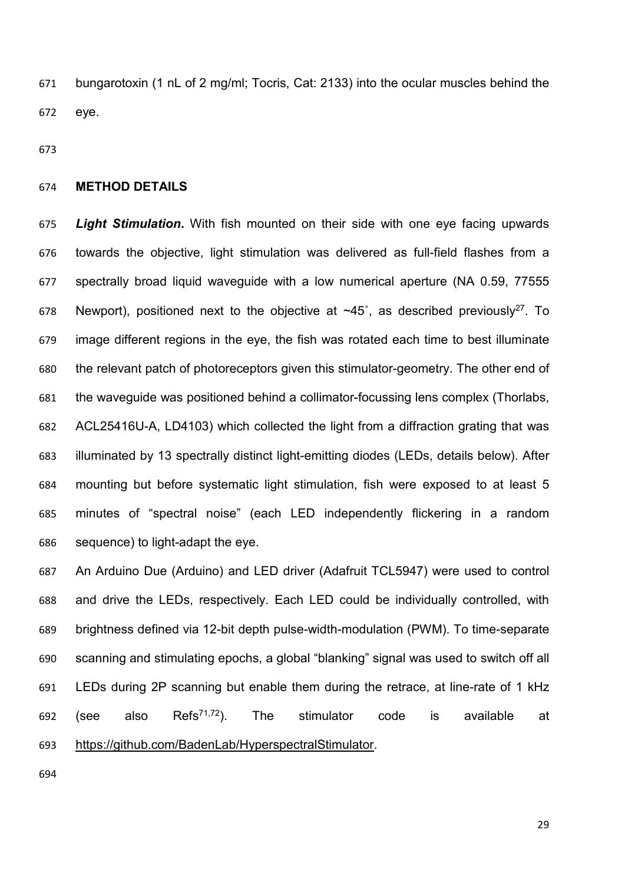bungarotoxin (1 nL of 2 mg/ml; Tocris, Cat: 2133) into the ocular muscles behind the eye.

## METHOD DETAILS

***Light Stimulation*.** With fish mounted on their side with one eye facing upwards towards the objective, light stimulation was delivered as full-field flashes from a spectrally broad liquid waveguide with a low numerical aperture (NA 0.59, 77555 Newport), positioned next to the objective at ~45˚, as described previously[27]. To image different regions in the eye, the fish was rotated each time to best illuminate the relevant patch of photoreceptors given this stimulator-geometry. The other end of the waveguide was positioned behind a collimator-focussing lens complex (Thorlabs, ACL25416U-A, LD4103) which collected the light from a diffraction grating that was illuminated by 13 spectrally distinct light-emitting diodes (LEDs, details below). After mounting but before systematic light stimulation, fish were exposed to at least 5 minutes of "spectral noise" (each LED independently flickering in a random sequence) to light-adapt the eye.

An Arduino Due (Arduino) and LED driver (Adafruit TCL5947) were used to control and drive the LEDs, respectively. Each LED could be individually controlled, with brightness defined via 12-bit depth pulse-width-modulation (PWM). To time-separate scanning and stimulating epochs, a global "blanking" signal was used to switch off all LEDs during 2P scanning but enable them during the retrace, at line-rate of 1 kHz (see also Refs[71,72]). The stimulator code is available at https://github.com/BadenLab/HyperspectralStimulator.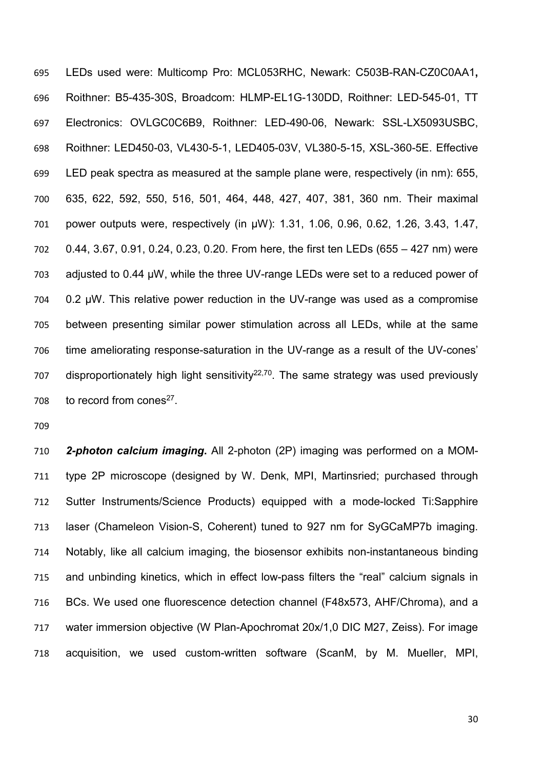LEDs used were: Multicomp Pro: MCL053RHC, Newark: C503B-RAN-CZ0C0AA1**,** Roithner: B5-435-30S, Broadcom: HLMP-EL1G-130DD, Roithner: LED-545-01, TT Electronics: OVLGC0C6B9, Roithner: LED-490-06, Newark: SSL-LX5093USBC, Roithner: LED450-03, VL430-5-1, LED405-03V, VL380-5-15, XSL-360-5E. Effective LED peak spectra as measured at the sample plane were, respectively (in nm): 655, 635, 622, 592, 550, 516, 501, 464, 448, 427, 407, 381, 360 nm. Their maximal power outputs were, respectively (in µW): 1.31, 1.06, 0.96, 0.62, 1.26, 3.43, 1.47, 0.44, 3.67, 0.91, 0.24, 0.23, 0.20. From here, the first ten LEDs (655 – 427 nm) were adjusted to 0.44 µW, while the three UV-range LEDs were set to a reduced power of 0.2 µW. This relative power reduction in the UV-range was used as a compromise between presenting similar power stimulation across all LEDs, while at the same time ameliorating response-saturation in the UV-range as a result of the UV-cones' disproportionately high light sensitivity[22,70]. The same strategy was used previously to record from cones[27].

***2-photon calcium imaging*.** All 2-photon (2P) imaging was performed on a MOM-type 2P microscope (designed by W. Denk, MPI, Martinsried; purchased through Sutter Instruments/Science Products) equipped with a mode-locked Ti:Sapphire laser (Chameleon Vision-S, Coherent) tuned to 927 nm for SyGCaMP7b imaging. Notably, like all calcium imaging, the biosensor exhibits non-instantaneous binding and unbinding kinetics, which in effect low-pass filters the "real" calcium signals in BCs. We used one fluorescence detection channel (F48x573, AHF/Chroma), and a water immersion objective (W Plan-Apochromat 20x/1,0 DIC M27, Zeiss). For image acquisition, we used custom-written software (ScanM, by M. Mueller, MPI,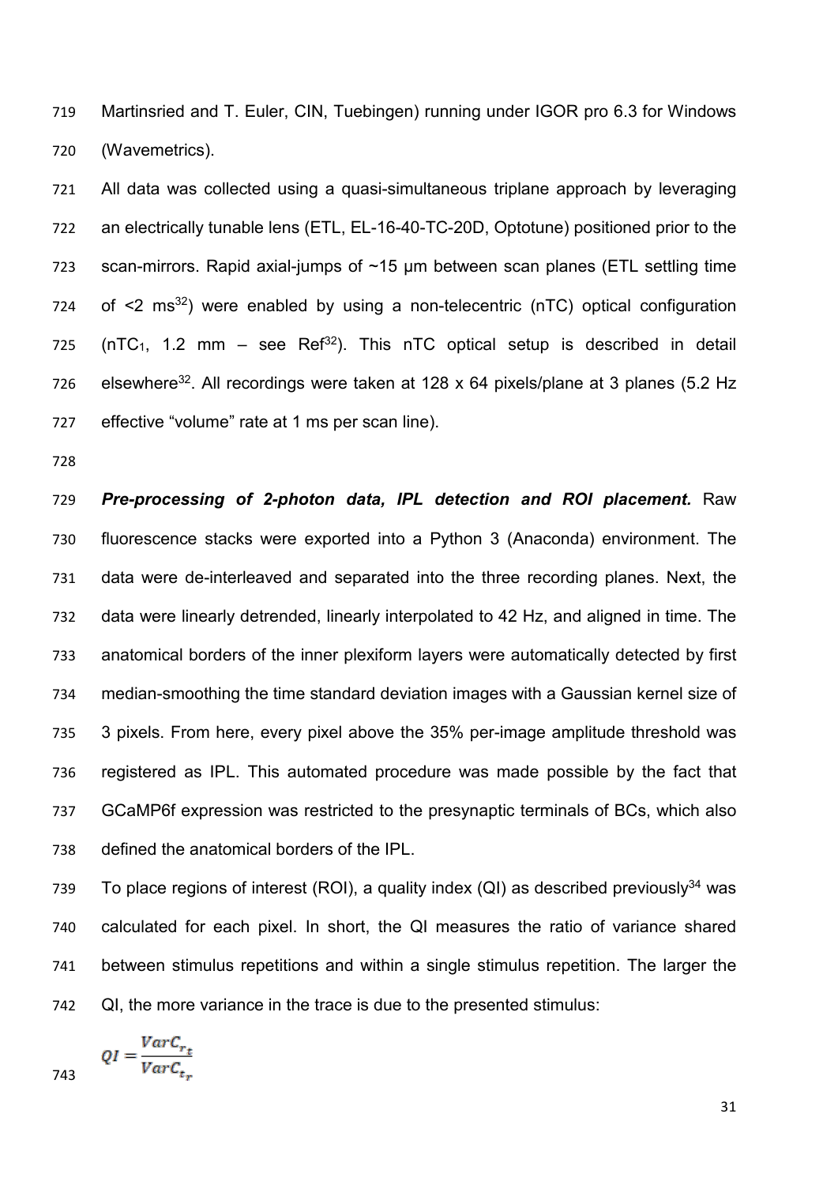Martinsried and T. Euler, CIN, Tuebingen) running under IGOR pro 6.3 for Windows (Wavemetrics).

All data was collected using a quasi-simultaneous triplane approach by leveraging an electrically tunable lens (ETL, EL-16-40-TC-20D, Optotune) positioned prior to the scan-mirrors. Rapid axial-jumps of ~15 µm between scan planes (ETL settling time of <2 ms[32]) were enabled by using a non-telecentric (nTC) optical configuration ($nTC_1$, 1.2 mm – see Ref[32]). This nTC optical setup is described in detail elsewhere[32]. All recordings were taken at 128 x 64 pixels/plane at 3 planes (5.2 Hz effective "volume" rate at 1 ms per scan line).

***Pre-processing of 2-photon data, IPL detection and ROI placement.*** Raw fluorescence stacks were exported into a Python 3 (Anaconda) environment. The data were de-interleaved and separated into the three recording planes. Next, the data were linearly detrended, linearly interpolated to 42 Hz, and aligned in time. The anatomical borders of the inner plexiform layers were automatically detected by first median-smoothing the time standard deviation images with a Gaussian kernel size of 3 pixels. From here, every pixel above the 35% per-image amplitude threshold was registered as IPL. This automated procedure was made possible by the fact that GCaMP6f expression was restricted to the presynaptic terminals of BCs, which also defined the anatomical borders of the IPL.

To place regions of interest (ROI), a quality index (QI) as described previously[34] was calculated for each pixel. In short, the QI measures the ratio of variance shared between stimulus repetitions and within a single stimulus repetition. The larger the QI, the more variance in the trace is due to the presented stimulus:

$$QI = \frac{VarC_{r_t}}{VarC_{t_r}}$$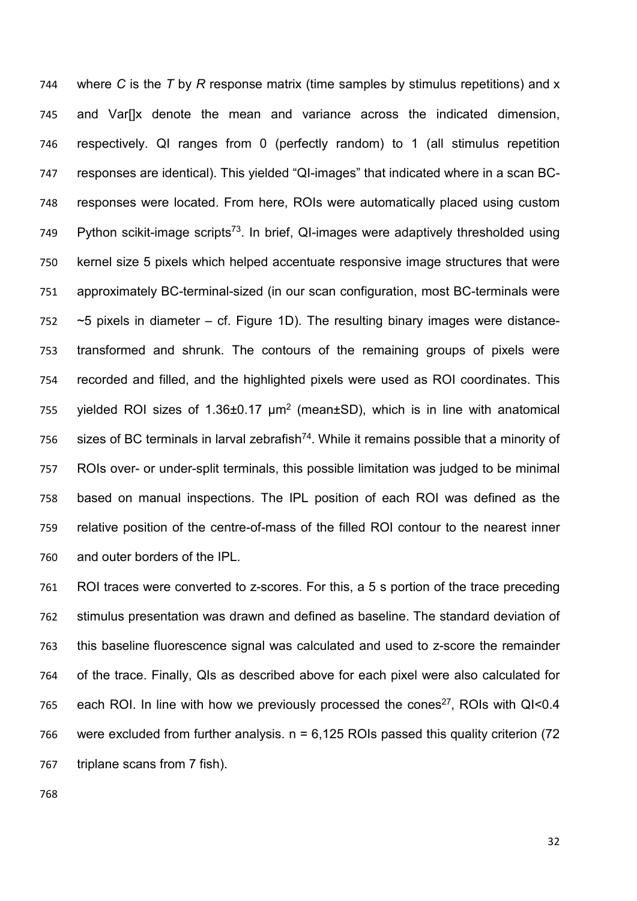where $C$ is the $T$ by $R$ response matrix (time samples by stimulus repetitions) and x and Var[]x denote the mean and variance across the indicated dimension, respectively. QI ranges from 0 (perfectly random) to 1 (all stimulus repetition responses are identical). This yielded "QI-images" that indicated where in a scan BC-responses were located. From here, ROIs were automatically placed using custom Python scikit-image scripts[73]. In brief, QI-images were adaptively thresholded using kernel size 5 pixels which helped accentuate responsive image structures that were approximately BC-terminal-sized (in our scan configuration, most BC-terminals were ~5 pixels in diameter – cf. Figure 1D). The resulting binary images were distance-transformed and shrunk. The contours of the remaining groups of pixels were recorded and filled, and the highlighted pixels were used as ROI coordinates. This yielded ROI sizes of 1.36±0.17 $\mu m^2$ (mean±SD), which is in line with anatomical sizes of BC terminals in larval zebrafish[74]. While it remains possible that a minority of ROIs over- or under-split terminals, this possible limitation was judged to be minimal based on manual inspections. The IPL position of each ROI was defined as the relative position of the centre-of-mass of the filled ROI contour to the nearest inner and outer borders of the IPL.

ROI traces were converted to z-scores. For this, a 5 s portion of the trace preceding stimulus presentation was drawn and defined as baseline. The standard deviation of this baseline fluorescence signal was calculated and used to z-score the remainder of the trace. Finally, QIs as described above for each pixel were also calculated for each ROI. In line with how we previously processed the cones[27], ROIs with QI<0.4 were excluded from further analysis. n = 6,125 ROIs passed this quality criterion (72 triplane scans from 7 fish).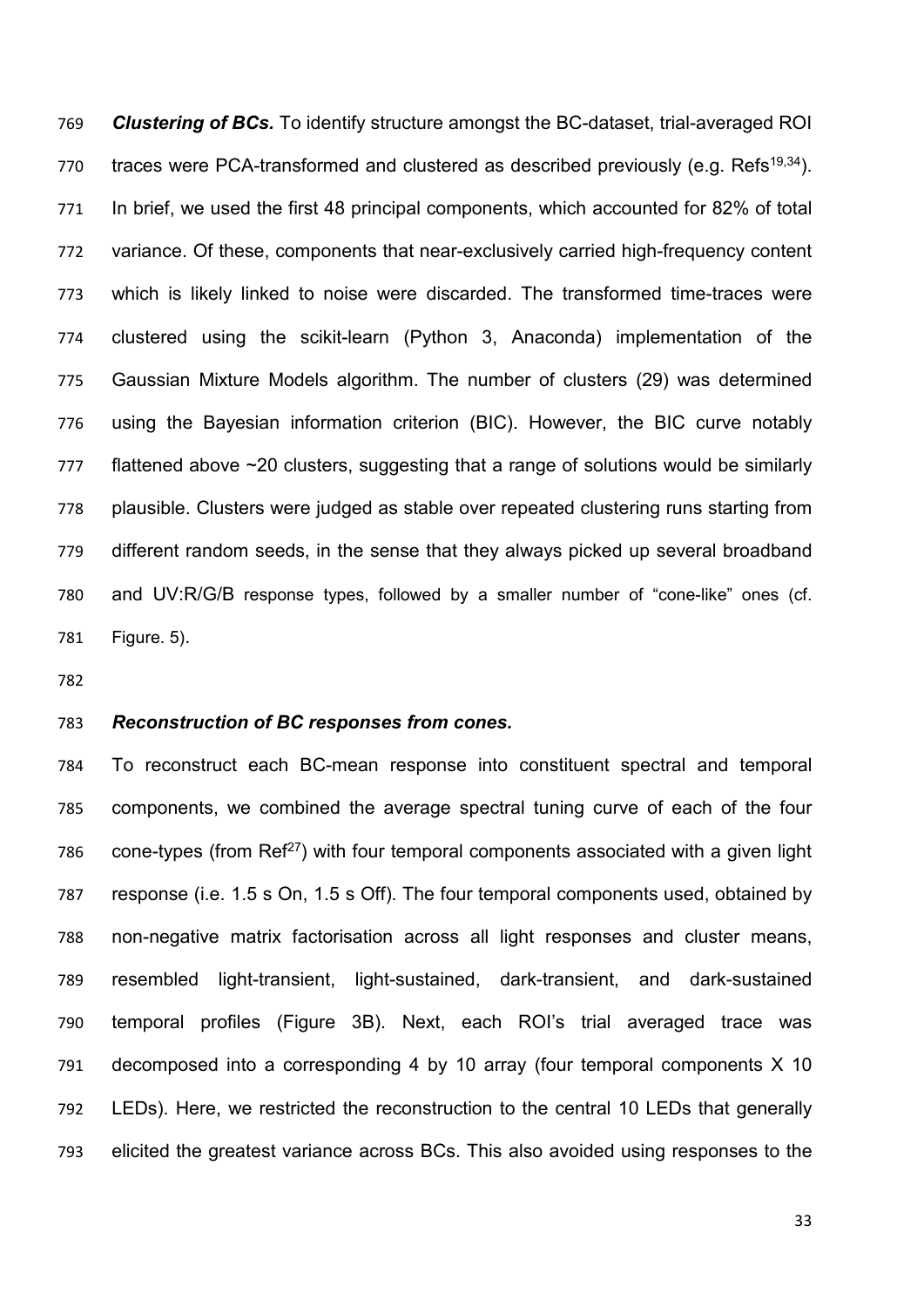***Clustering of BCs.*** To identify structure amongst the BC-dataset, trial-averaged ROI traces were PCA-transformed and clustered as described previously (e.g. Refs[19,34]). In brief, we used the first 48 principal components, which accounted for 82% of total variance. Of these, components that near-exclusively carried high-frequency content which is likely linked to noise were discarded. The transformed time-traces were clustered using the scikit-learn (Python 3, Anaconda) implementation of the Gaussian Mixture Models algorithm. The number of clusters (29) was determined using the Bayesian information criterion (BIC). However, the BIC curve notably flattened above ~20 clusters, suggesting that a range of solutions would be similarly plausible. Clusters were judged as stable over repeated clustering runs starting from different random seeds, in the sense that they always picked up several broadband and UV:R/G/B response types, followed by a smaller number of "cone-like" ones (cf. Figure. 5).

***Reconstruction of BC responses from cones.***

To reconstruct each BC-mean response into constituent spectral and temporal components, we combined the average spectral tuning curve of each of the four cone-types (from Ref[27]) with four temporal components associated with a given light response (i.e. 1.5 s On, 1.5 s Off). The four temporal components used, obtained by non-negative matrix factorisation across all light responses and cluster means, resembled light-transient, light-sustained, dark-transient, and dark-sustained temporal profiles (Figure 3B). Next, each ROI's trial averaged trace was decomposed into a corresponding 4 by 10 array (four temporal components X 10 LEDs). Here, we restricted the reconstruction to the central 10 LEDs that generally elicited the greatest variance across BCs. This also avoided using responses to the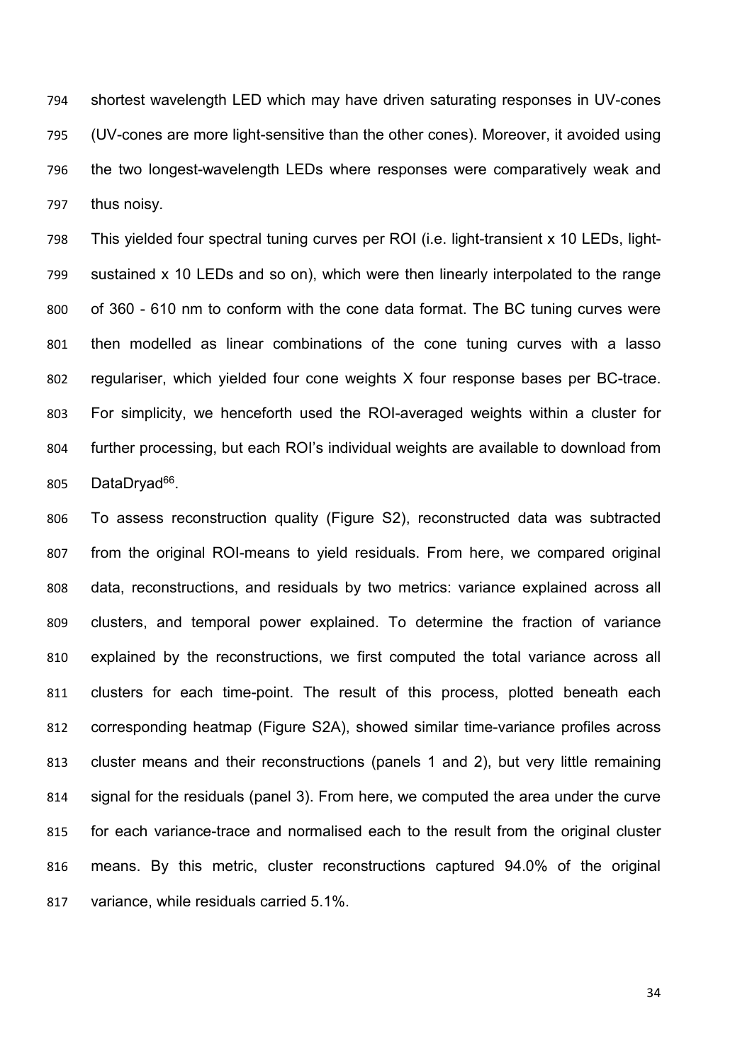shortest wavelength LED which may have driven saturating responses in UV-cones (UV-cones are more light-sensitive than the other cones). Moreover, it avoided using the two longest-wavelength LEDs where responses were comparatively weak and thus noisy.

This yielded four spectral tuning curves per ROI (i.e. light-transient x 10 LEDs, light-sustained x 10 LEDs and so on), which were then linearly interpolated to the range of 360 - 610 nm to conform with the cone data format. The BC tuning curves were then modelled as linear combinations of the cone tuning curves with a lasso regulariser, which yielded four cone weights X four response bases per BC-trace. For simplicity, we henceforth used the ROI-averaged weights within a cluster for further processing, but each ROI's individual weights are available to download from DataDryad[66].

To assess reconstruction quality (Figure S2), reconstructed data was subtracted from the original ROI-means to yield residuals. From here, we compared original data, reconstructions, and residuals by two metrics: variance explained across all clusters, and temporal power explained. To determine the fraction of variance explained by the reconstructions, we first computed the total variance across all clusters for each time-point. The result of this process, plotted beneath each corresponding heatmap (Figure S2A), showed similar time-variance profiles across cluster means and their reconstructions (panels 1 and 2), but very little remaining signal for the residuals (panel 3). From here, we computed the area under the curve for each variance-trace and normalised each to the result from the original cluster means. By this metric, cluster reconstructions captured 94.0% of the original variance, while residuals carried 5.1%.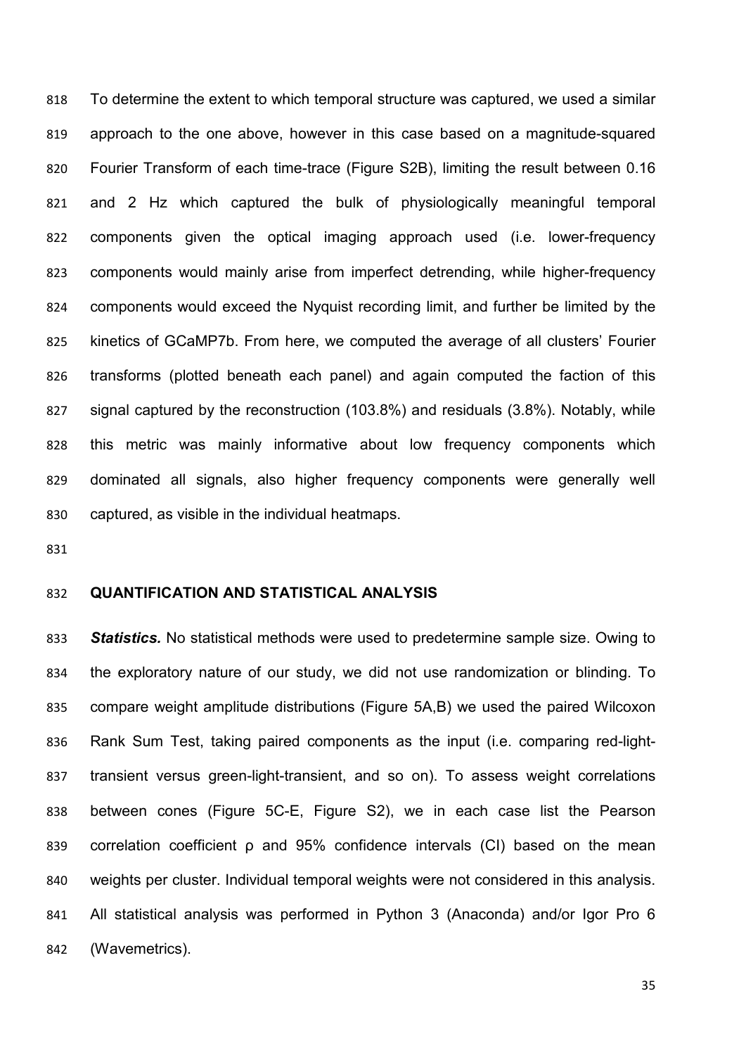To determine the extent to which temporal structure was captured, we used a similar approach to the one above, however in this case based on a magnitude-squared Fourier Transform of each time-trace (Figure S2B), limiting the result between 0.16 and 2 Hz which captured the bulk of physiologically meaningful temporal components given the optical imaging approach used (i.e. lower-frequency components would mainly arise from imperfect detrending, while higher-frequency components would exceed the Nyquist recording limit, and further be limited by the kinetics of GCaMP7b. From here, we computed the average of all clusters' Fourier transforms (plotted beneath each panel) and again computed the faction of this signal captured by the reconstruction (103.8%) and residuals (3.8%). Notably, while this metric was mainly informative about low frequency components which dominated all signals, also higher frequency components were generally well captured, as visible in the individual heatmaps.

## QUANTIFICATION AND STATISTICAL ANALYSIS

***Statistics.*** No statistical methods were used to predetermine sample size. Owing to the exploratory nature of our study, we did not use randomization or blinding. To compare weight amplitude distributions (Figure 5A,B) we used the paired Wilcoxon Rank Sum Test, taking paired components as the input (i.e. comparing red-light-transient versus green-light-transient, and so on). To assess weight correlations between cones (Figure 5C-E, Figure S2), we in each case list the Pearson correlation coefficient $\rho$ and 95% confidence intervals (CI) based on the mean weights per cluster. Individual temporal weights were not considered in this analysis. All statistical analysis was performed in Python 3 (Anaconda) and/or Igor Pro 6 (Wavemetrics).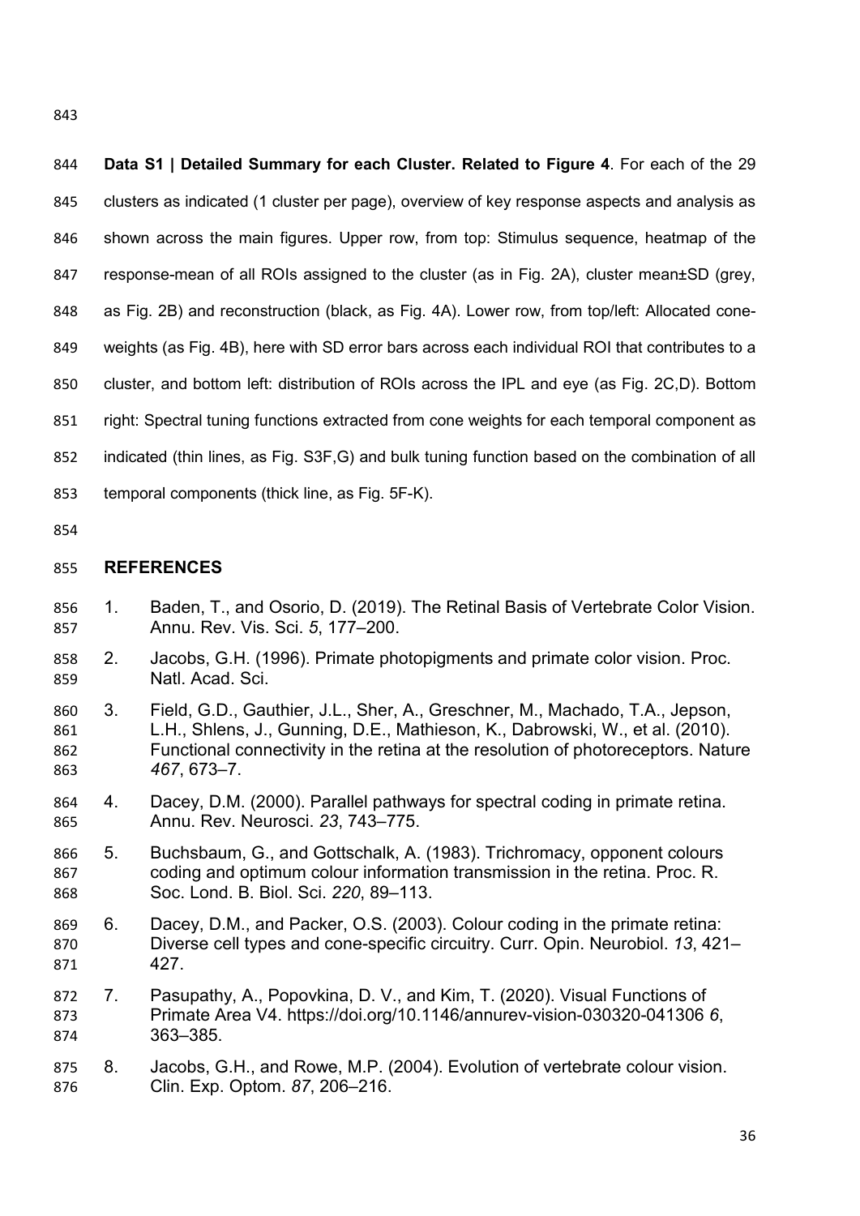**Data S1 | Detailed Summary for each Cluster. Related to Figure 4**. For each of the 29 clusters as indicated (1 cluster per page), overview of key response aspects and analysis as shown across the main figures. Upper row, from top: Stimulus sequence, heatmap of the response-mean of all ROIs assigned to the cluster (as in Fig. 2A), cluster mean±SD (grey, as Fig. 2B) and reconstruction (black, as Fig. 4A). Lower row, from top/left: Allocated cone-weights (as Fig. 4B), here with SD error bars across each individual ROI that contributes to a cluster, and bottom left: distribution of ROIs across the IPL and eye (as Fig. 2C,D). Bottom right: Spectral tuning functions extracted from cone weights for each temporal component as indicated (thin lines, as Fig. S3F,G) and bulk tuning function based on the combination of all temporal components (thick line, as Fig. 5F-K).

## REFERENCES

1. Baden, T., and Osorio, D. (2019). The Retinal Basis of Vertebrate Color Vision. Annu. Rev. Vis. Sci. *5*, 177–200.
2. Jacobs, G.H. (1996). Primate photopigments and primate color vision. Proc. Natl. Acad. Sci.
3. Field, G.D., Gauthier, J.L., Sher, A., Greschner, M., Machado, T.A., Jepson, L.H., Shlens, J., Gunning, D.E., Mathieson, K., Dabrowski, W., et al. (2010). Functional connectivity in the retina at the resolution of photoreceptors. Nature *467*, 673–7.
4. Dacey, D.M. (2000). Parallel pathways for spectral coding in primate retina. Annu. Rev. Neurosci. *23*, 743–775.
5. Buchsbaum, G., and Gottschalk, A. (1983). Trichromacy, opponent colours coding and optimum colour information transmission in the retina. Proc. R. Soc. Lond. B. Biol. Sci. *220*, 89–113.
6. Dacey, D.M., and Packer, O.S. (2003). Colour coding in the primate retina: Diverse cell types and cone-specific circuitry. Curr. Opin. Neurobiol. *13*, 421–427.
7. Pasupathy, A., Popovkina, D. V., and Kim, T. (2020). Visual Functions of Primate Area V4. https://doi.org/10.1146/annurev-vision-030320-041306 *6*, 363–385.
8. Jacobs, G.H., and Rowe, M.P. (2004). Evolution of vertebrate colour vision. Clin. Exp. Optom. *87*, 206–216.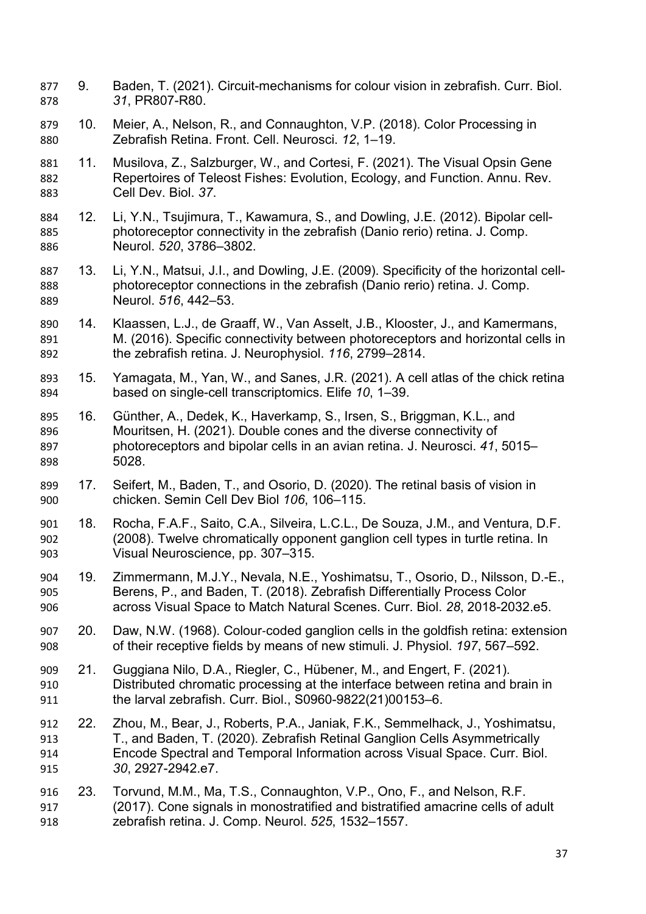9. Baden, T. (2021). Circuit-mechanisms for colour vision in zebrafish. Curr. Biol. *31*, PR807-R80.
10. Meier, A., Nelson, R., and Connaughton, V.P. (2018). Color Processing in Zebrafish Retina. Front. Cell. Neurosci. *12*, 1–19.
11. Musilova, Z., Salzburger, W., and Cortesi, F. (2021). The Visual Opsin Gene Repertoires of Teleost Fishes: Evolution, Ecology, and Function. Annu. Rev. Cell Dev. Biol. *37*.
12. Li, Y.N., Tsujimura, T., Kawamura, S., and Dowling, J.E. (2012). Bipolar cell-photoreceptor connectivity in the zebrafish (Danio rerio) retina. J. Comp. Neurol. *520*, 3786–3802.
13. Li, Y.N., Matsui, J.I., and Dowling, J.E. (2009). Specificity of the horizontal cell-photoreceptor connections in the zebrafish (Danio rerio) retina. J. Comp. Neurol. *516*, 442–53.
14. Klaassen, L.J., de Graaff, W., Van Asselt, J.B., Klooster, J., and Kamermans, M. (2016). Specific connectivity between photoreceptors and horizontal cells in the zebrafish retina. J. Neurophysiol. *116*, 2799–2814.
15. Yamagata, M., Yan, W., and Sanes, J.R. (2021). A cell atlas of the chick retina based on single-cell transcriptomics. Elife *10*, 1–39.
16. Günther, A., Dedek, K., Haverkamp, S., Irsen, S., Briggman, K.L., and Mouritsen, H. (2021). Double cones and the diverse connectivity of photoreceptors and bipolar cells in an avian retina. J. Neurosci. *41*, 5015–5028.
17. Seifert, M., Baden, T., and Osorio, D. (2020). The retinal basis of vision in chicken. Semin Cell Dev Biol *106*, 106–115.
18. Rocha, F.A.F., Saito, C.A., Silveira, L.C.L., De Souza, J.M., and Ventura, D.F. (2008). Twelve chromatically opponent ganglion cell types in turtle retina. In Visual Neuroscience, pp. 307–315.
19. Zimmermann, M.J.Y., Nevala, N.E., Yoshimatsu, T., Osorio, D., Nilsson, D.-E., Berens, P., and Baden, T. (2018). Zebrafish Differentially Process Color across Visual Space to Match Natural Scenes. Curr. Biol. *28*, 2018-2032.e5.
20. Daw, N.W. (1968). Colour-coded ganglion cells in the goldfish retina: extension of their receptive fields by means of new stimuli. J. Physiol. *197*, 567–592.
21. Guggiana Nilo, D.A., Riegler, C., Hübener, M., and Engert, F. (2021). Distributed chromatic processing at the interface between retina and brain in the larval zebrafish. Curr. Biol., S0960-9822(21)00153–6.
22. Zhou, M., Bear, J., Roberts, P.A., Janiak, F.K., Semmelhack, J., Yoshimatsu, T., and Baden, T. (2020). Zebrafish Retinal Ganglion Cells Asymmetrically Encode Spectral and Temporal Information across Visual Space. Curr. Biol. *30*, 2927-2942.e7.
23. Torvund, M.M., Ma, T.S., Connaughton, V.P., Ono, F., and Nelson, R.F. (2017). Cone signals in monostratified and bistratified amacrine cells of adult zebrafish retina. J. Comp. Neurol. *525*, 1532–1557.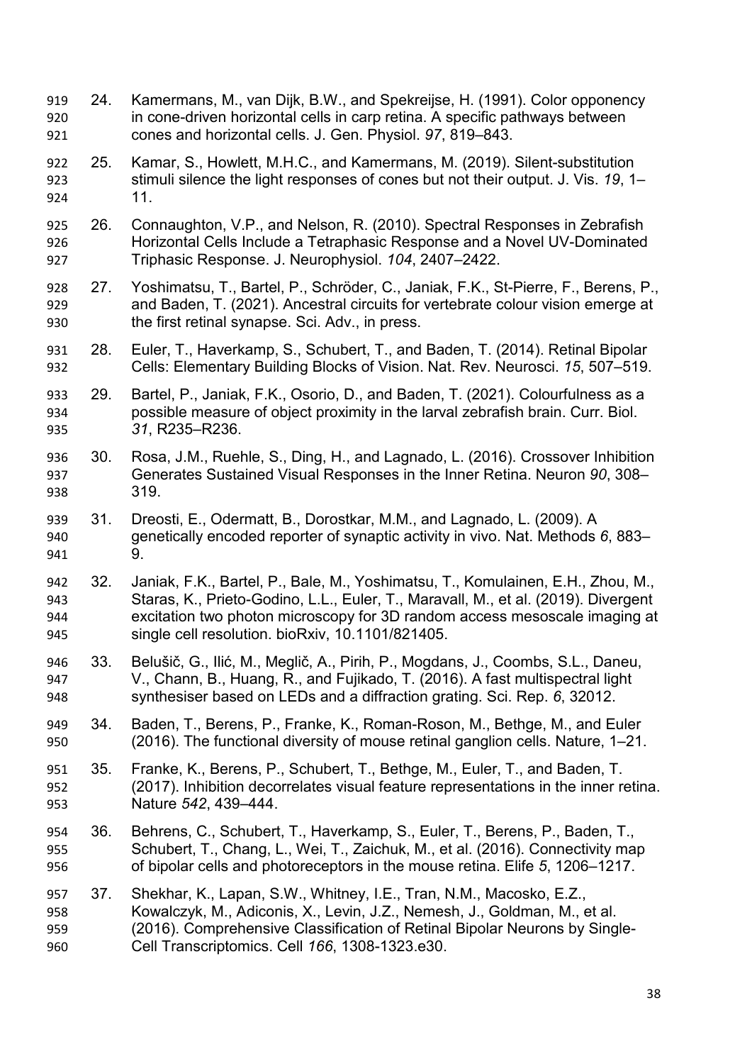24. Kamermans, M., van Dijk, B.W., and Spekreijse, H. (1991). Color opponency in cone-driven horizontal cells in carp retina. A specific pathways between cones and horizontal cells. J. Gen. Physiol. *97*, 819–843.

25. Kamar, S., Howlett, M.H.C., and Kamermans, M. (2019). Silent-substitution stimuli silence the light responses of cones but not their output. J. Vis. *19*, 1–11.

26. Connaughton, V.P., and Nelson, R. (2010). Spectral Responses in Zebrafish Horizontal Cells Include a Tetraphasic Response and a Novel UV-Dominated Triphasic Response. J. Neurophysiol. *104*, 2407–2422.

27. Yoshimatsu, T., Bartel, P., Schröder, C., Janiak, F.K., St-Pierre, F., Berens, P., and Baden, T. (2021). Ancestral circuits for vertebrate colour vision emerge at the first retinal synapse. Sci. Adv., in press.

28. Euler, T., Haverkamp, S., Schubert, T., and Baden, T. (2014). Retinal Bipolar Cells: Elementary Building Blocks of Vision. Nat. Rev. Neurosci. *15*, 507–519.

29. Bartel, P., Janiak, F.K., Osorio, D., and Baden, T. (2021). Colourfulness as a possible measure of object proximity in the larval zebrafish brain. Curr. Biol. *31*, R235–R236.

30. Rosa, J.M., Ruehle, S., Ding, H., and Lagnado, L. (2016). Crossover Inhibition Generates Sustained Visual Responses in the Inner Retina. Neuron *90*, 308–319.

31. Dreosti, E., Odermatt, B., Dorostkar, M.M., and Lagnado, L. (2009). A genetically encoded reporter of synaptic activity in vivo. Nat. Methods *6*, 883–9.

32. Janiak, F.K., Bartel, P., Bale, M., Yoshimatsu, T., Komulainen, E.H., Zhou, M., Staras, K., Prieto-Godino, L.L., Euler, T., Maravall, M., et al. (2019). Divergent excitation two photon microscopy for 3D random access mesoscale imaging at single cell resolution. bioRxiv, 10.1101/821405.

33. Belušič, G., Ilić, M., Meglič, A., Pirih, P., Mogdans, J., Coombs, S.L., Daneu, V., Chann, B., Huang, R., and Fujikado, T. (2016). A fast multispectral light synthesiser based on LEDs and a diffraction grating. Sci. Rep. *6*, 32012.

34. Baden, T., Berens, P., Franke, K., Roman-Roson, M., Bethge, M., and Euler (2016). The functional diversity of mouse retinal ganglion cells. Nature, 1–21.

35. Franke, K., Berens, P., Schubert, T., Bethge, M., Euler, T., and Baden, T. (2017). Inhibition decorrelates visual feature representations in the inner retina. Nature *542*, 439–444.

36. Behrens, C., Schubert, T., Haverkamp, S., Euler, T., Berens, P., Baden, T., Schubert, T., Chang, L., Wei, T., Zaichuk, M., et al. (2016). Connectivity map of bipolar cells and photoreceptors in the mouse retina. Elife *5*, 1206–1217.

37. Shekhar, K., Lapan, S.W., Whitney, I.E., Tran, N.M., Macosko, E.Z., Kowalczyk, M., Adiconis, X., Levin, J.Z., Nemesh, J., Goldman, M., et al. (2016). Comprehensive Classification of Retinal Bipolar Neurons by Single-Cell Transcriptomics. Cell *166*, 1308-1323.e30.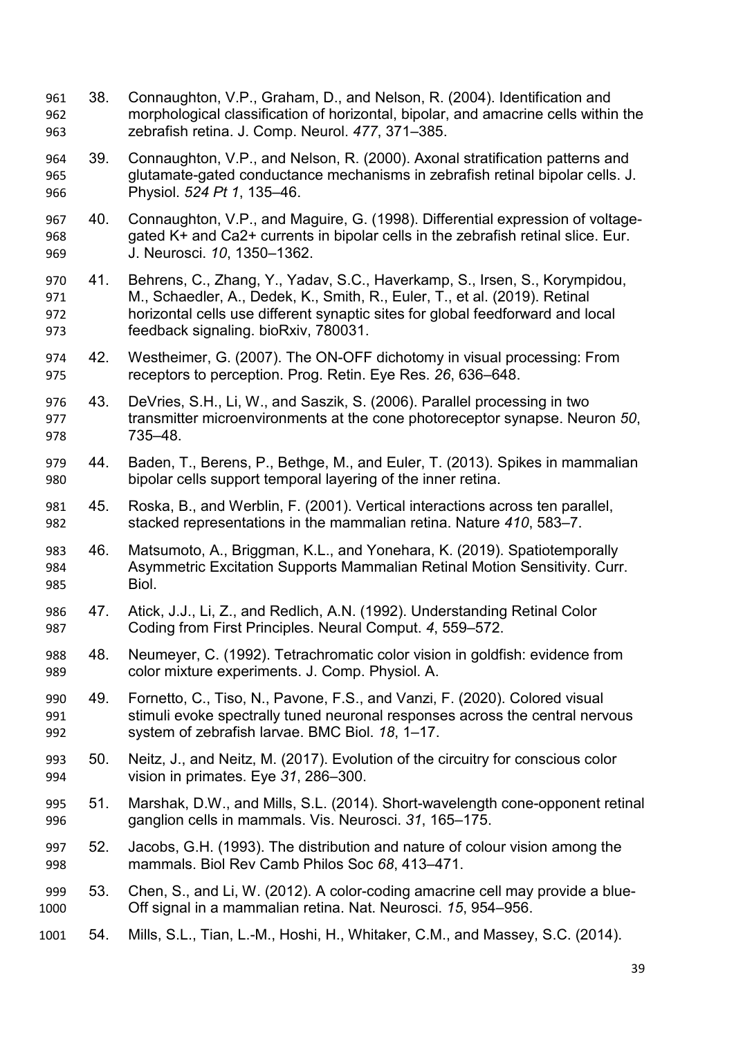38. Connaughton, V.P., Graham, D., and Nelson, R. (2004). Identification and morphological classification of horizontal, bipolar, and amacrine cells within the zebrafish retina. J. Comp. Neurol. *477*, 371–385.

39. Connaughton, V.P., and Nelson, R. (2000). Axonal stratification patterns and glutamate-gated conductance mechanisms in zebrafish retinal bipolar cells. J. Physiol. *524 Pt 1*, 135–46.

40. Connaughton, V.P., and Maguire, G. (1998). Differential expression of voltage-gated K+ and Ca2+ currents in bipolar cells in the zebrafish retinal slice. Eur. J. Neurosci. *10*, 1350–1362.

41. Behrens, C., Zhang, Y., Yadav, S.C., Haverkamp, S., Irsen, S., Korympidou, M., Schaedler, A., Dedek, K., Smith, R., Euler, T., et al. (2019). Retinal horizontal cells use different synaptic sites for global feedforward and local feedback signaling. bioRxiv, 780031.

42. Westheimer, G. (2007). The ON-OFF dichotomy in visual processing: From receptors to perception. Prog. Retin. Eye Res. *26*, 636–648.

43. DeVries, S.H., Li, W., and Saszik, S. (2006). Parallel processing in two transmitter microenvironments at the cone photoreceptor synapse. Neuron *50*, 735–48.

44. Baden, T., Berens, P., Bethge, M., and Euler, T. (2013). Spikes in mammalian bipolar cells support temporal layering of the inner retina.

45. Roska, B., and Werblin, F. (2001). Vertical interactions across ten parallel, stacked representations in the mammalian retina. Nature *410*, 583–7.

46. Matsumoto, A., Briggman, K.L., and Yonehara, K. (2019). Spatiotemporally Asymmetric Excitation Supports Mammalian Retinal Motion Sensitivity. Curr. Biol.

47. Atick, J.J., Li, Z., and Redlich, A.N. (1992). Understanding Retinal Color Coding from First Principles. Neural Comput. *4*, 559–572.

48. Neumeyer, C. (1992). Tetrachromatic color vision in goldfish: evidence from color mixture experiments. J. Comp. Physiol. A.

49. Fornetto, C., Tiso, N., Pavone, F.S., and Vanzi, F. (2020). Colored visual stimuli evoke spectrally tuned neuronal responses across the central nervous system of zebrafish larvae. BMC Biol. *18*, 1–17.

50. Neitz, J., and Neitz, M. (2017). Evolution of the circuitry for conscious color vision in primates. Eye *31*, 286–300.

51. Marshak, D.W., and Mills, S.L. (2014). Short-wavelength cone-opponent retinal ganglion cells in mammals. Vis. Neurosci. *31*, 165–175.

52. Jacobs, G.H. (1993). The distribution and nature of colour vision among the mammals. Biol Rev Camb Philos Soc *68*, 413–471.

53. Chen, S., and Li, W. (2012). A color-coding amacrine cell may provide a blue-Off signal in a mammalian retina. Nat. Neurosci. *15*, 954–956.

54. Mills, S.L., Tian, L.-M., Hoshi, H., Whitaker, C.M., and Massey, S.C. (2014).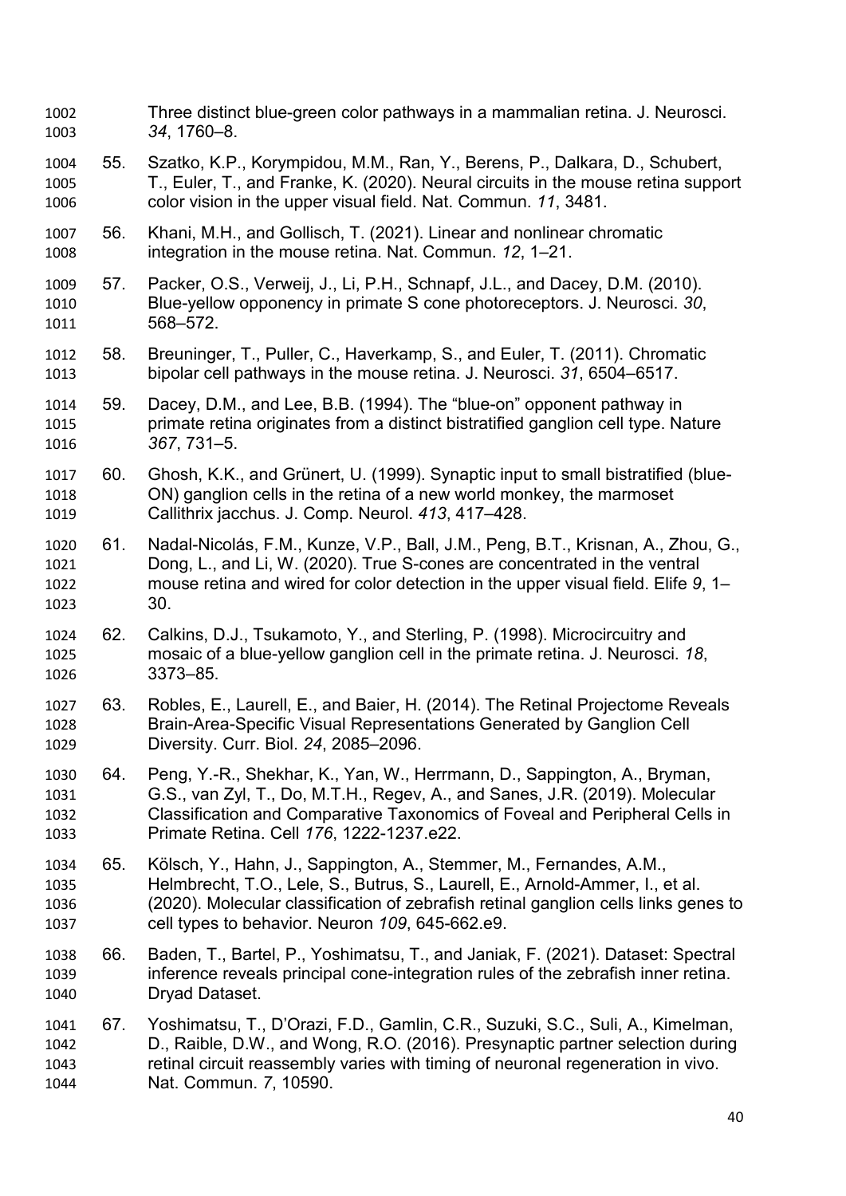Three distinct blue-green color pathways in a mammalian retina. J. Neurosci. *34*, 1760–8.

55. Szatko, K.P., Korympidou, M.M., Ran, Y., Berens, P., Dalkara, D., Schubert, T., Euler, T., and Franke, K. (2020). Neural circuits in the mouse retina support color vision in the upper visual field. Nat. Commun. *11*, 3481.

56. Khani, M.H., and Gollisch, T. (2021). Linear and nonlinear chromatic integration in the mouse retina. Nat. Commun. *12*, 1–21.

57. Packer, O.S., Verweij, J., Li, P.H., Schnapf, J.L., and Dacey, D.M. (2010). Blue-yellow opponency in primate S cone photoreceptors. J. Neurosci. *30*, 568–572.

58. Breuninger, T., Puller, C., Haverkamp, S., and Euler, T. (2011). Chromatic bipolar cell pathways in the mouse retina. J. Neurosci. *31*, 6504–6517.

59. Dacey, D.M., and Lee, B.B. (1994). The "blue-on" opponent pathway in primate retina originates from a distinct bistratified ganglion cell type. Nature *367*, 731–5.

60. Ghosh, K.K., and Grünert, U. (1999). Synaptic input to small bistratified (blue-ON) ganglion cells in the retina of a new world monkey, the marmoset Callithrix jacchus. J. Comp. Neurol. *413*, 417–428.

61. Nadal-Nicolás, F.M., Kunze, V.P., Ball, J.M., Peng, B.T., Krisnan, A., Zhou, G., Dong, L., and Li, W. (2020). True S-cones are concentrated in the ventral mouse retina and wired for color detection in the upper visual field. Elife *9*, 1–30.

62. Calkins, D.J., Tsukamoto, Y., and Sterling, P. (1998). Microcircuitry and mosaic of a blue-yellow ganglion cell in the primate retina. J. Neurosci. *18*, 3373–85.

63. Robles, E., Laurell, E., and Baier, H. (2014). The Retinal Projectome Reveals Brain-Area-Specific Visual Representations Generated by Ganglion Cell Diversity. Curr. Biol. *24*, 2085–2096.

64. Peng, Y.-R., Shekhar, K., Yan, W., Herrmann, D., Sappington, A., Bryman, G.S., van Zyl, T., Do, M.T.H., Regev, A., and Sanes, J.R. (2019). Molecular Classification and Comparative Taxonomics of Foveal and Peripheral Cells in Primate Retina. Cell *176*, 1222-1237.e22.

65. Kölsch, Y., Hahn, J., Sappington, A., Stemmer, M., Fernandes, A.M., Helmbrecht, T.O., Lele, S., Butrus, S., Laurell, E., Arnold-Ammer, I., et al. (2020). Molecular classification of zebrafish retinal ganglion cells links genes to cell types to behavior. Neuron *109*, 645-662.e9.

66. Baden, T., Bartel, P., Yoshimatsu, T., and Janiak, F. (2021). Dataset: Spectral inference reveals principal cone-integration rules of the zebrafish inner retina. Dryad Dataset.

67. Yoshimatsu, T., D'Orazi, F.D., Gamlin, C.R., Suzuki, S.C., Suli, A., Kimelman, D., Raible, D.W., and Wong, R.O. (2016). Presynaptic partner selection during retinal circuit reassembly varies with timing of neuronal regeneration in vivo. Nat. Commun. *7*, 10590.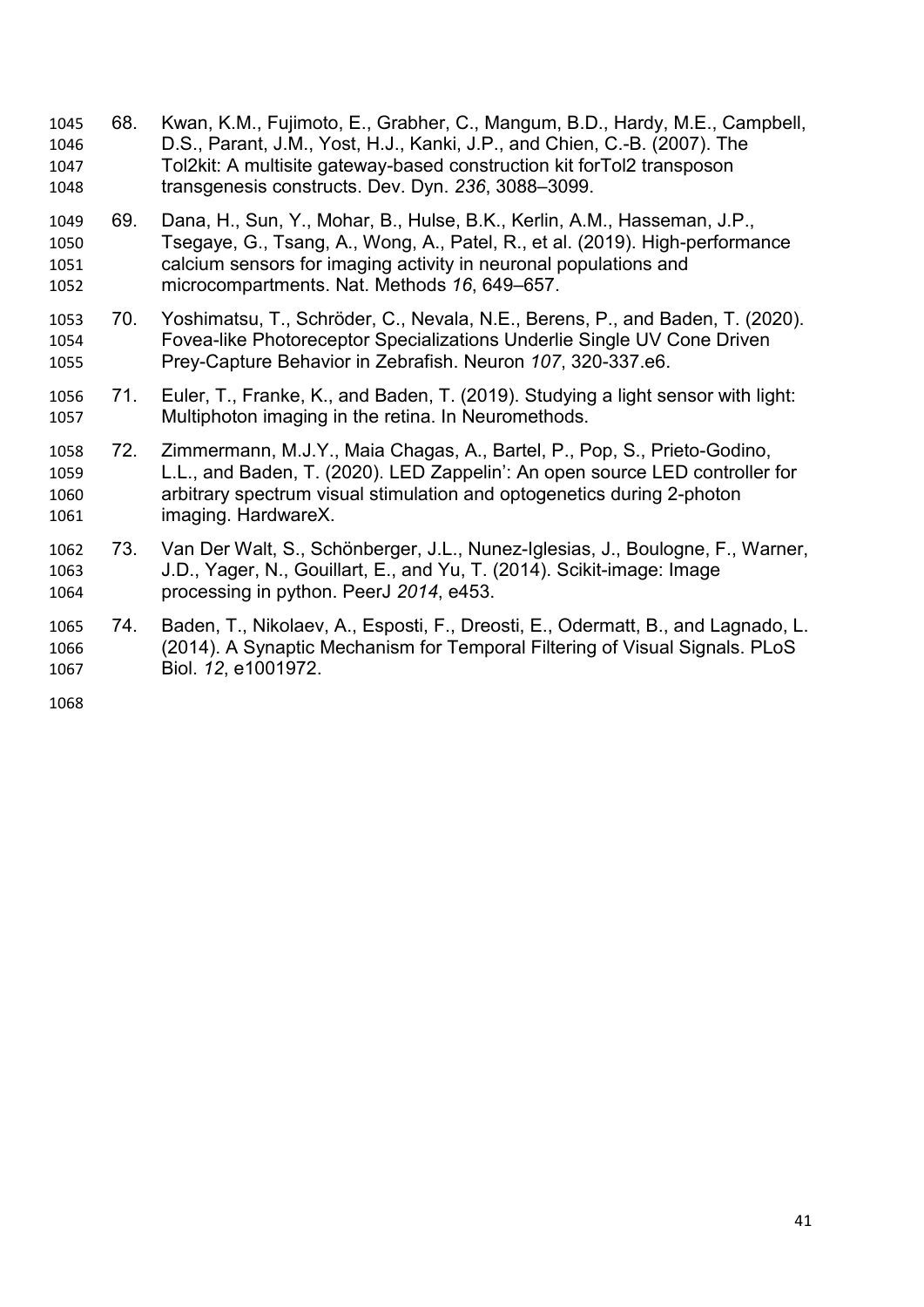68. Kwan, K.M., Fujimoto, E., Grabher, C., Mangum, B.D., Hardy, M.E., Campbell, D.S., Parant, J.M., Yost, H.J., Kanki, J.P., and Chien, C.-B. (2007). The Tol2kit: A multisite gateway-based construction kit forTol2 transposon transgenesis constructs. Dev. Dyn. *236*, 3088–3099.

69. Dana, H., Sun, Y., Mohar, B., Hulse, B.K., Kerlin, A.M., Hasseman, J.P., Tsegaye, G., Tsang, A., Wong, A., Patel, R., et al. (2019). High-performance calcium sensors for imaging activity in neuronal populations and microcompartments. Nat. Methods *16*, 649–657.

70. Yoshimatsu, T., Schröder, C., Nevala, N.E., Berens, P., and Baden, T. (2020). Fovea-like Photoreceptor Specializations Underlie Single UV Cone Driven Prey-Capture Behavior in Zebrafish. Neuron *107*, 320-337.e6.

71. Euler, T., Franke, K., and Baden, T. (2019). Studying a light sensor with light: Multiphoton imaging in the retina. In Neuromethods.

72. Zimmermann, M.J.Y., Maia Chagas, A., Bartel, P., Pop, S., Prieto-Godino, L.L., and Baden, T. (2020). LED Zappelin': An open source LED controller for arbitrary spectrum visual stimulation and optogenetics during 2-photon imaging. HardwareX.

73. Van Der Walt, S., Schönberger, J.L., Nunez-Iglesias, J., Boulogne, F., Warner, J.D., Yager, N., Gouillart, E., and Yu, T. (2014). Scikit-image: Image processing in python. PeerJ *2014*, e453.

74. Baden, T., Nikolaev, A., Esposti, F., Dreosti, E., Odermatt, B., and Lagnado, L. (2014). A Synaptic Mechanism for Temporal Filtering of Visual Signals. PLoS Biol. *12*, e1001972.